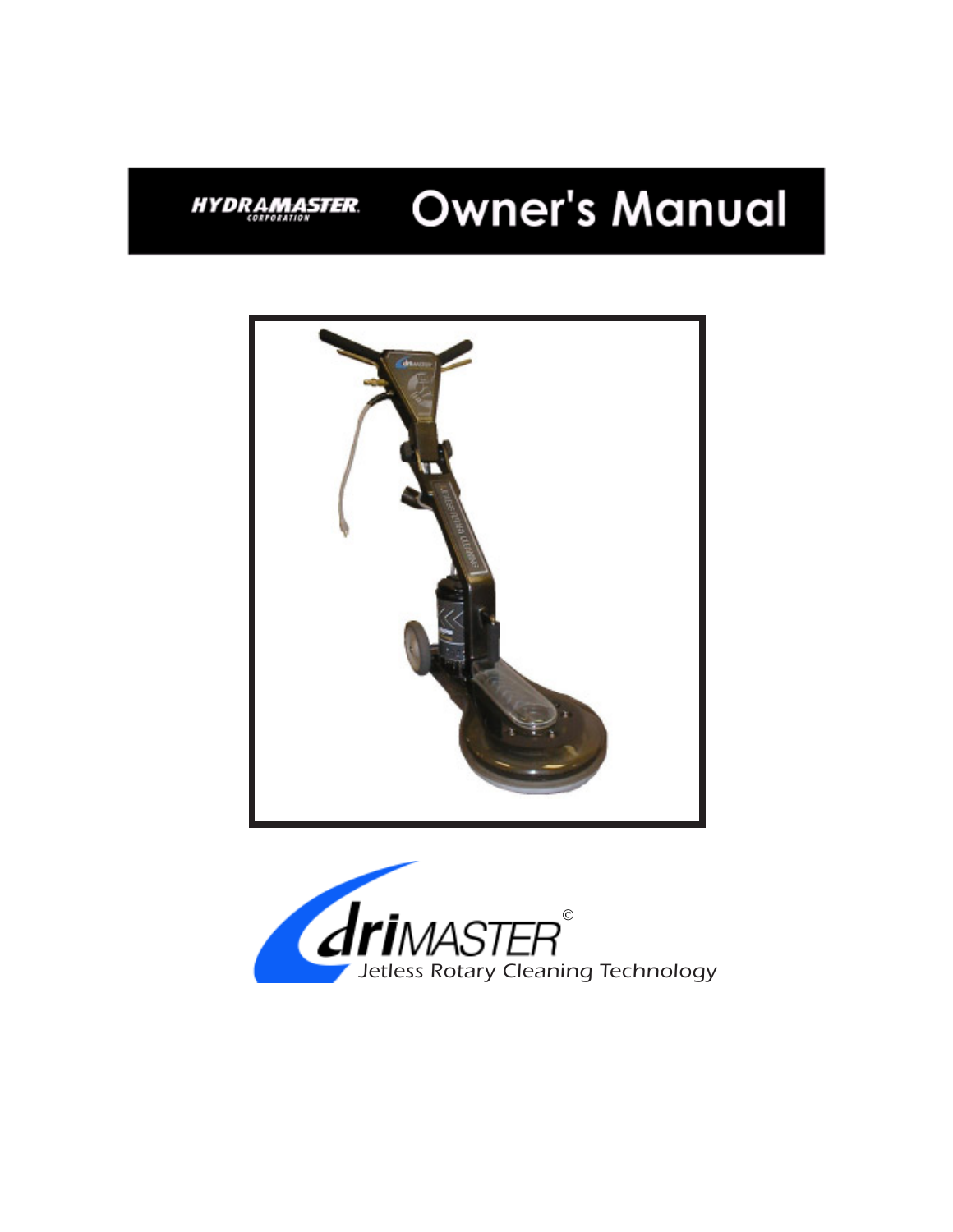# HYDRAMASTER CORPORATION Owner's Manual

driMASTER©

Jetless Rotary Cleaning Technology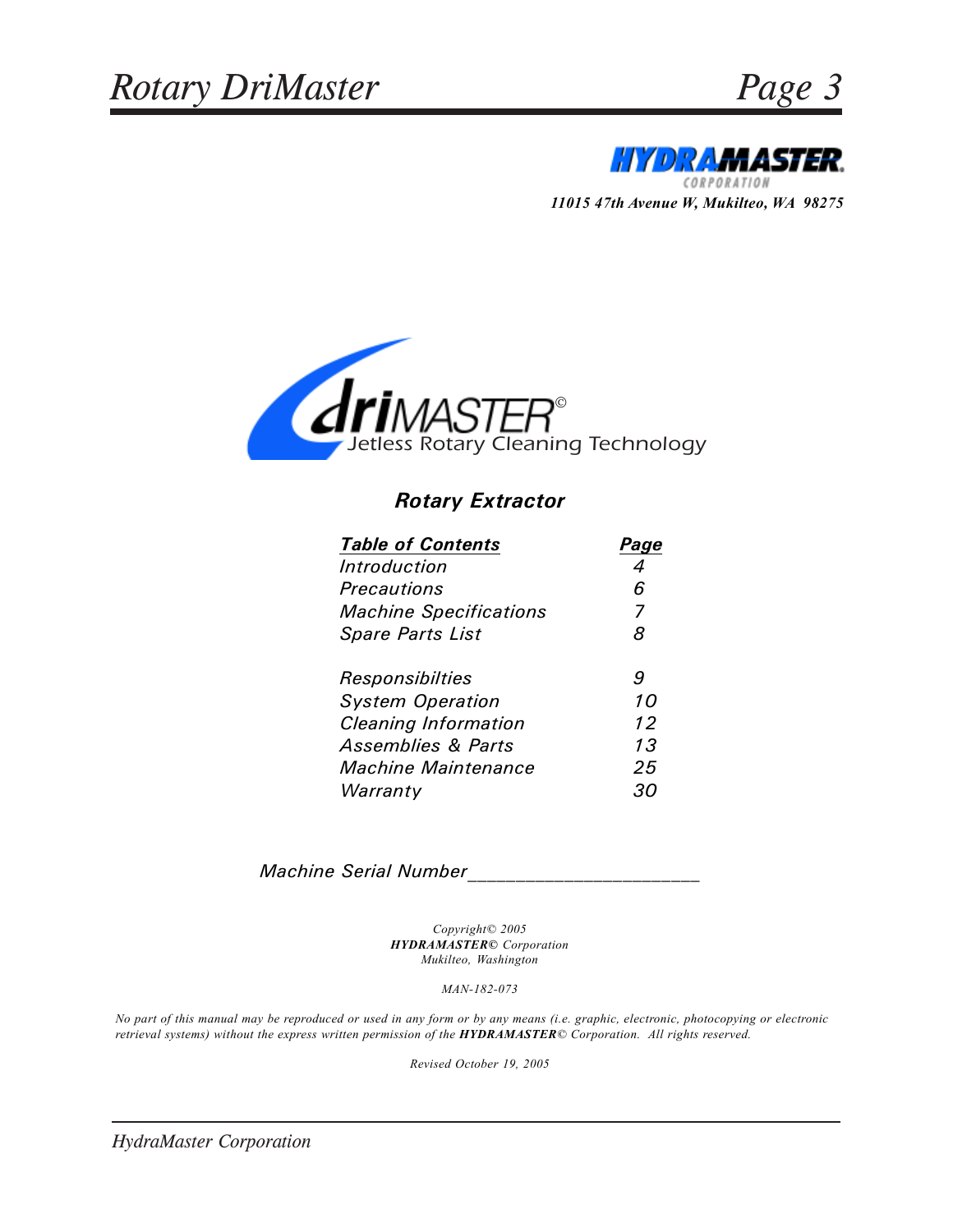**HYDRAMASTER**
CORPORATION

*11015 47th Avenue W, Mukilteo, WA 98275*

**driMASTER©**
Jetless Rotary Cleaning Technology

## *Rotary Extractor*

| *Table of Contents* | *Page* |
|---|---|
| *Introduction* | *4* |
| *Precautions* | *6* |
| *Machine Specifications* | *7* |
| *Spare Parts List* | *8* |
| *Responsibilties* | *9* |
| *System Operation* | *10* |
| *Cleaning Information* | *12* |
| *Assemblies & Parts* | *13* |
| *Machine Maintenance* | *25* |
| *Warranty* | *30* |

*Machine Serial Number*_______________________

*Copyright© 2005*
***HYDRAMASTER©** Corporation*
*Mukilteo, Washington*

*MAN-182-073*

*No part of this manual may be reproduced or used in any form or by any means (i.e. graphic, electronic, photocopying or electronic retrieval systems) without the express written permission of the **HYDRAMASTER**© Corporation. All rights reserved.*

*Revised October 19, 2005*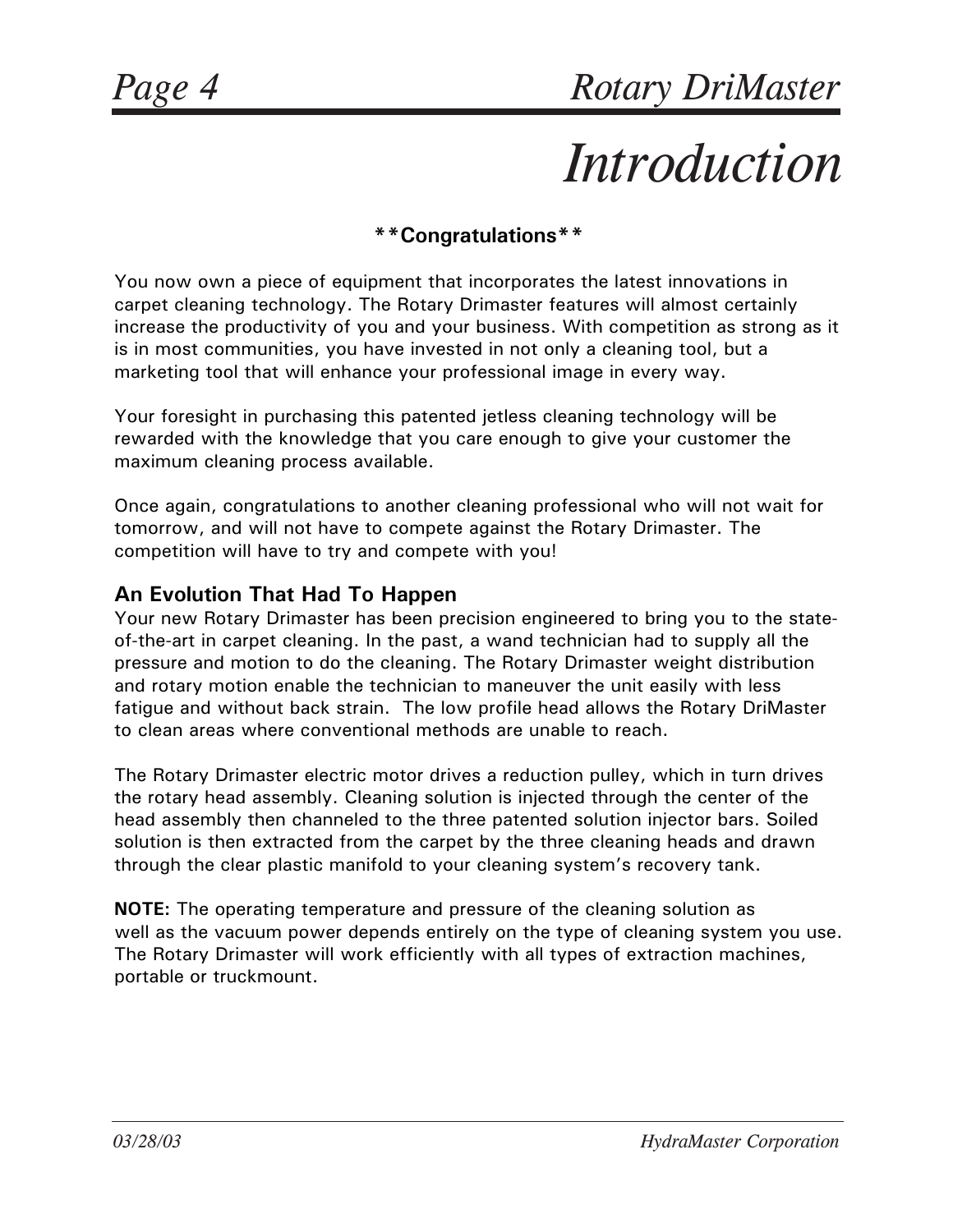# Introduction

**\*\*Congratulations\*\***

You now own a piece of equipment that incorporates the latest innovations in carpet cleaning technology. The Rotary Drimaster features will almost certainly increase the productivity of you and your business. With competition as strong as it is in most communities, you have invested in not only a cleaning tool, but a marketing tool that will enhance your professional image in every way.

Your foresight in purchasing this patented jetless cleaning technology will be rewarded with the knowledge that you care enough to give your customer the maximum cleaning process available.

Once again, congratulations to another cleaning professional who will not wait for tomorrow, and will not have to compete against the Rotary Drimaster. The competition will have to try and compete with you!

## An Evolution That Had To Happen

Your new Rotary Drimaster has been precision engineered to bring you to the state-of-the-art in carpet cleaning. In the past, a wand technician had to supply all the pressure and motion to do the cleaning. The Rotary Drimaster weight distribution and rotary motion enable the technician to maneuver the unit easily with less fatigue and without back strain. The low profile head allows the Rotary DriMaster to clean areas where conventional methods are unable to reach.

The Rotary Drimaster electric motor drives a reduction pulley, which in turn drives the rotary head assembly. Cleaning solution is injected through the center of the head assembly then channeled to the three patented solution injector bars. Soiled solution is then extracted from the carpet by the three cleaning heads and drawn through the clear plastic manifold to your cleaning system's recovery tank.

**NOTE:** The operating temperature and pressure of the cleaning solution as well as the vacuum power depends entirely on the type of cleaning system you use. The Rotary Drimaster will work efficiently with all types of extraction machines, portable or truckmount.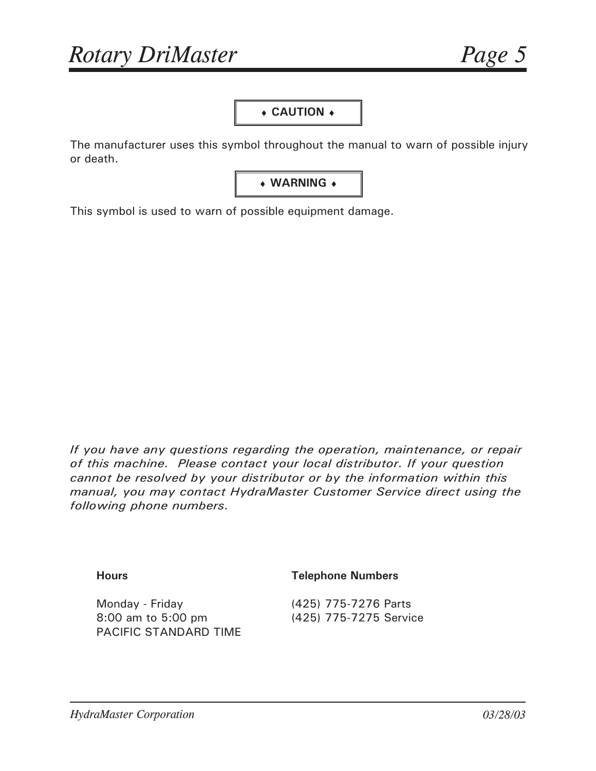**♦ CAUTION ♦**

The manufacturer uses this symbol throughout the manual to warn of possible injury or death.

**♦ WARNING ♦**

This symbol is used to warn of possible equipment damage.

*If you have any questions regarding the operation, maintenance, or repair of this machine. Please contact your local distributor. If your question cannot be resolved by your distributor or by the information within this manual, you may contact HydraMaster Customer Service direct using the following phone numbers.*

| **Hours** | **Telephone Numbers** |
|---|---|
| Monday - Friday<br>8:00 am to 5:00 pm<br>PACIFIC STANDARD TIME | (425) 775-7276 Parts<br>(425) 775-7275 Service |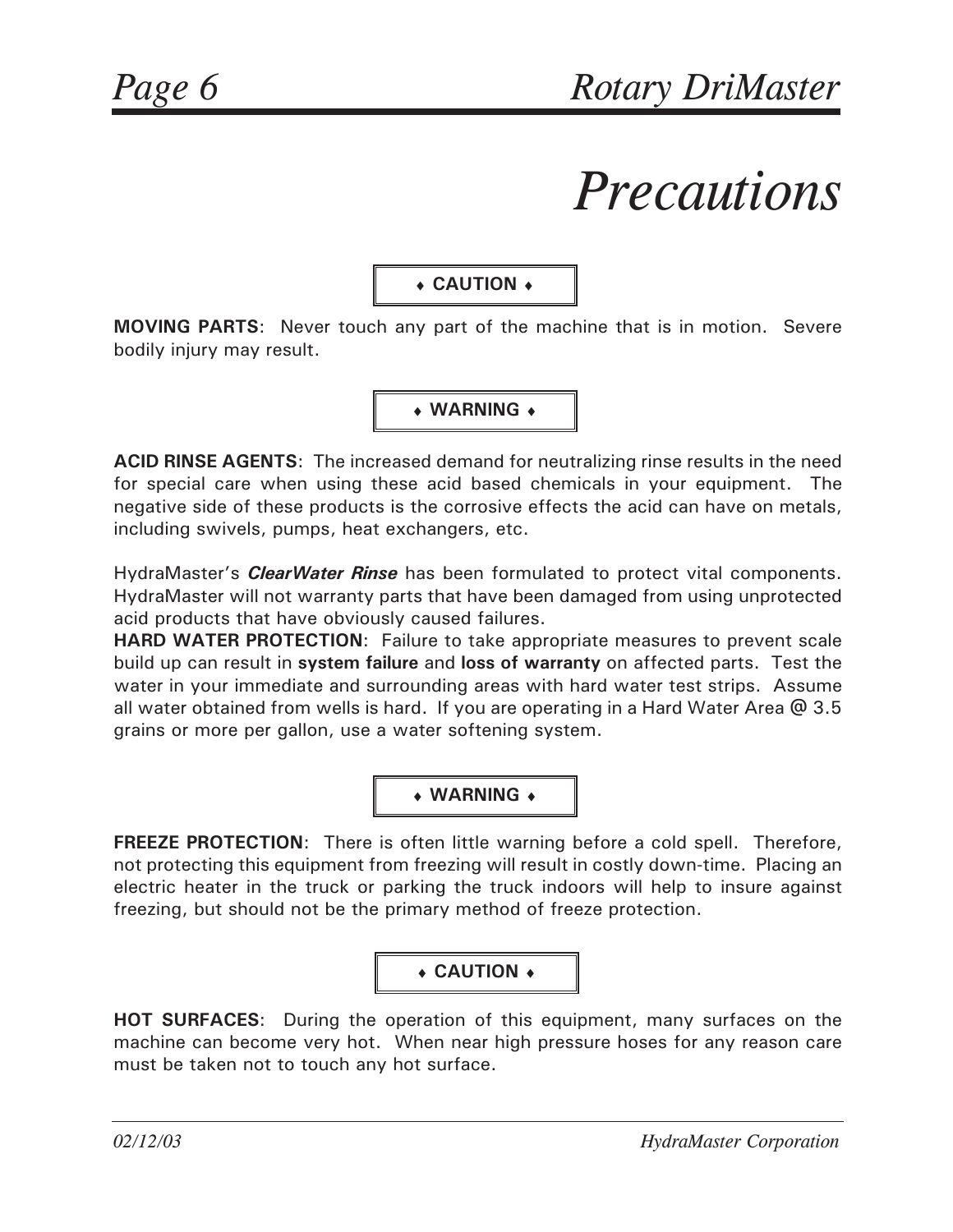# Precautions

**♦ CAUTION ♦**

**MOVING PARTS**: Never touch any part of the machine that is in motion. Severe bodily injury may result.

**♦ WARNING ♦**

**ACID RINSE AGENTS**: The increased demand for neutralizing rinse results in the need for special care when using these acid based chemicals in your equipment. The negative side of these products is the corrosive effects the acid can have on metals, including swivels, pumps, heat exchangers, etc.

HydraMaster's ***ClearWater Rinse*** has been formulated to protect vital components. HydraMaster will not warranty parts that have been damaged from using unprotected acid products that have obviously caused failures.

**HARD WATER PROTECTION**: Failure to take appropriate measures to prevent scale build up can result in **system failure** and **loss of warranty** on affected parts. Test the water in your immediate and surrounding areas with hard water test strips. Assume all water obtained from wells is hard. If you are operating in a Hard Water Area @ 3.5 grains or more per gallon, use a water softening system.

**♦ WARNING ♦**

**FREEZE PROTECTION**: There is often little warning before a cold spell. Therefore, not protecting this equipment from freezing will result in costly down-time. Placing an electric heater in the truck or parking the truck indoors will help to insure against freezing, but should not be the primary method of freeze protection.

**♦ CAUTION ♦**

**HOT SURFACES**: During the operation of this equipment, many surfaces on the machine can become very hot. When near high pressure hoses for any reason care must be taken not to touch any hot surface.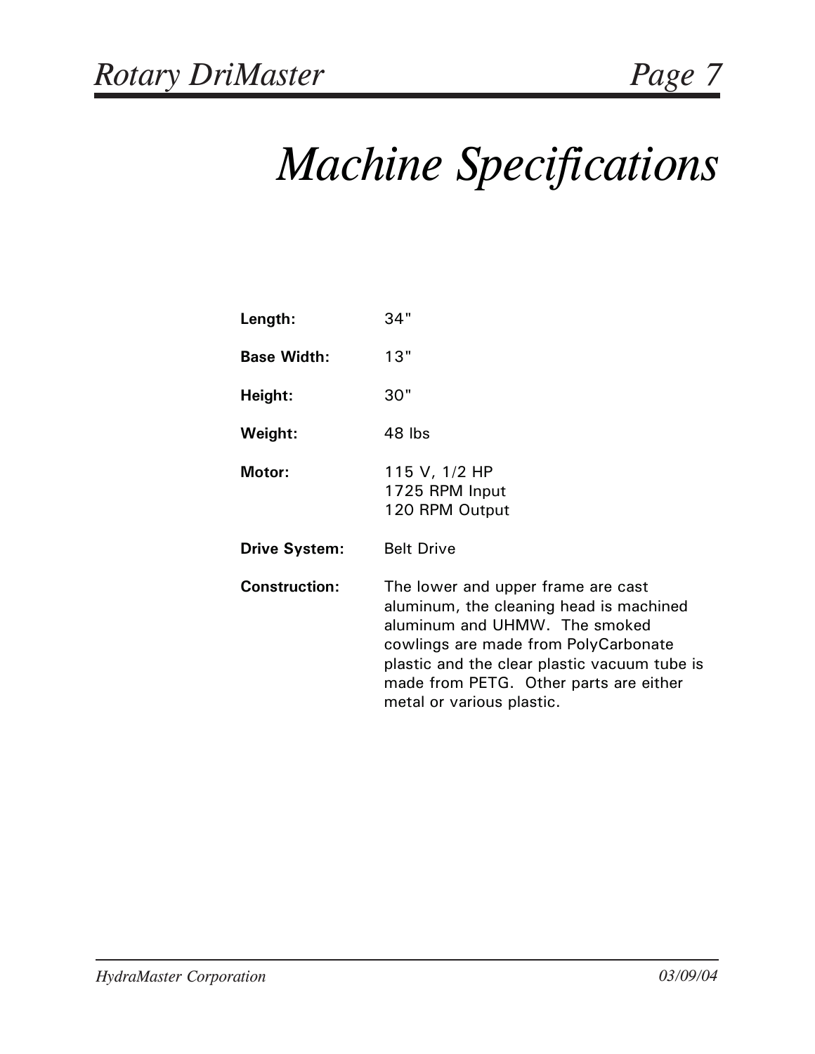# Machine Specifications

**Length:** 34"

**Base Width:** 13"

**Height:** 30"

**Weight:** 48 lbs

**Motor:** 115 V, 1/2 HP
1725 RPM Input
120 RPM Output

**Drive System:** Belt Drive

**Construction:** The lower and upper frame are cast aluminum, the cleaning head is machined aluminum and UHMW. The smoked cowlings are made from PolyCarbonate plastic and the clear plastic vacuum tube is made from PETG. Other parts are either metal or various plastic.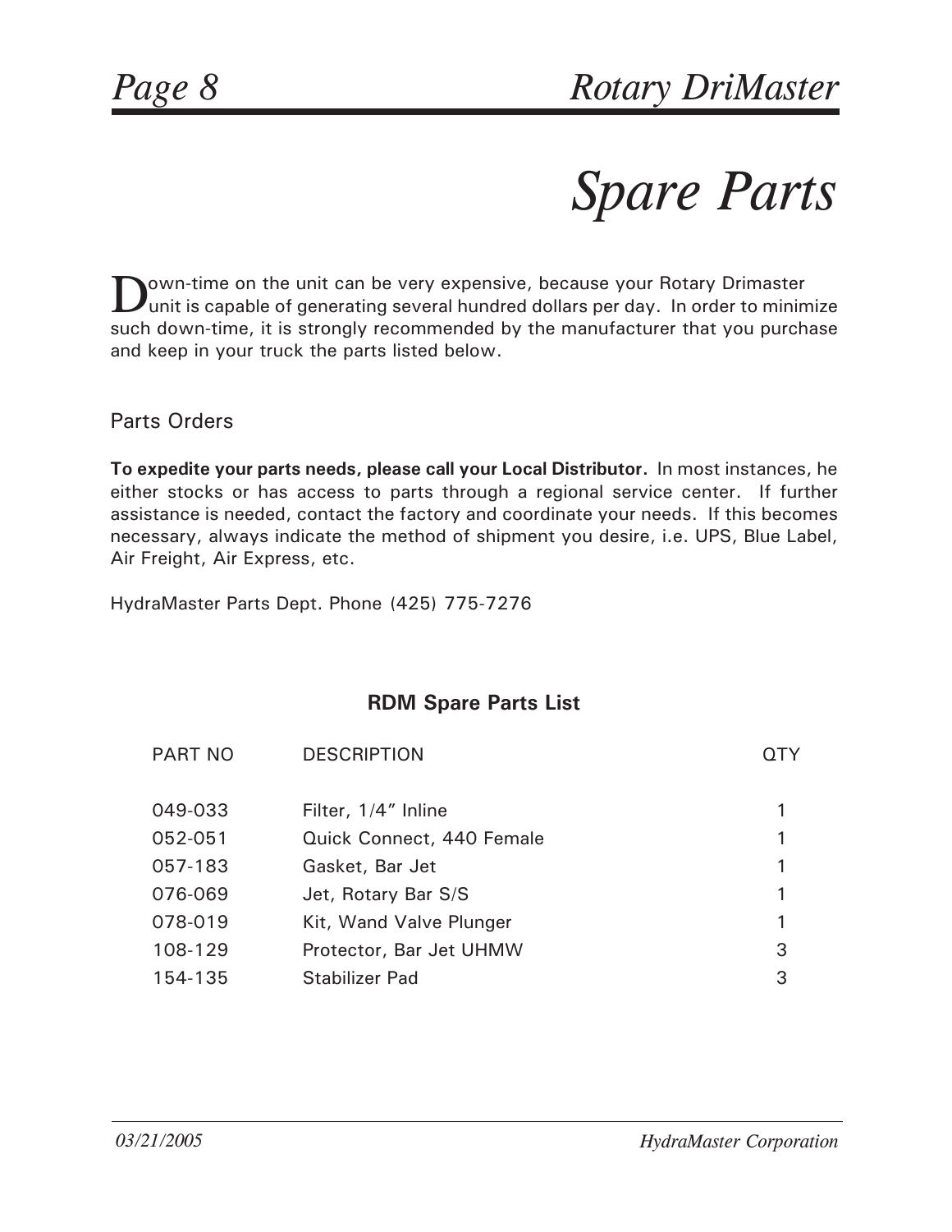# Spare Parts

Down-time on the unit can be very expensive, because your Rotary Drimaster unit is capable of generating several hundred dollars per day. In order to minimize such down-time, it is strongly recommended by the manufacturer that you purchase and keep in your truck the parts listed below.

## Parts Orders

**To expedite your parts needs, please call your Local Distributor.** In most instances, he either stocks or has access to parts through a regional service center. If further assistance is needed, contact the factory and coordinate your needs. If this becomes necessary, always indicate the method of shipment you desire, i.e. UPS, Blue Label, Air Freight, Air Express, etc.

HydraMaster Parts Dept. Phone (425) 775-7276

### RDM Spare Parts List

| PART NO | DESCRIPTION | QTY |
|---|---|---|
| 049-033 | Filter, 1/4" Inline | 1 |
| 052-051 | Quick Connect, 440 Female | 1 |
| 057-183 | Gasket, Bar Jet | 1 |
| 076-069 | Jet, Rotary Bar S/S | 1 |
| 078-019 | Kit, Wand Valve Plunger | 1 |
| 108-129 | Protector, Bar Jet UHMW | 3 |
| 154-135 | Stabilizer Pad | 3 |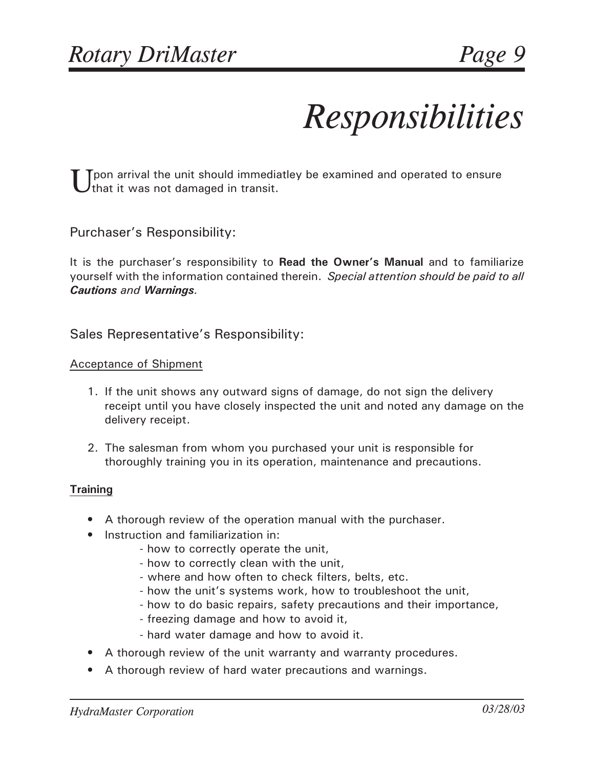# Responsibilities

Upon arrival the unit should immediatley be examined and operated to ensure that it was not damaged in transit.

## Purchaser's Responsibility:

It is the purchaser's responsibility to **Read the Owner's Manual** and to familiarize yourself with the information contained therein. *Special attention should be paid to all **Cautions** and **Warnings**.*

## Sales Representative's Responsibility:

### Acceptance of Shipment

1. If the unit shows any outward signs of damage, do not sign the delivery receipt until you have closely inspected the unit and noted any damage on the delivery receipt.

2. The salesman from whom you purchased your unit is responsible for thoroughly training you in its operation, maintenance and precautions.

### **Training**

- A thorough review of the operation manual with the purchaser.
- Instruction and familiarization in:
  - how to correctly operate the unit,
  - how to correctly clean with the unit,
  - where and how often to check filters, belts, etc.
  - how the unit's systems work, how to troubleshoot the unit,
  - how to do basic repairs, safety precautions and their importance,
  - freezing damage and how to avoid it,
  - hard water damage and how to avoid it.
- A thorough review of the unit warranty and warranty procedures.
- A thorough review of hard water precautions and warnings.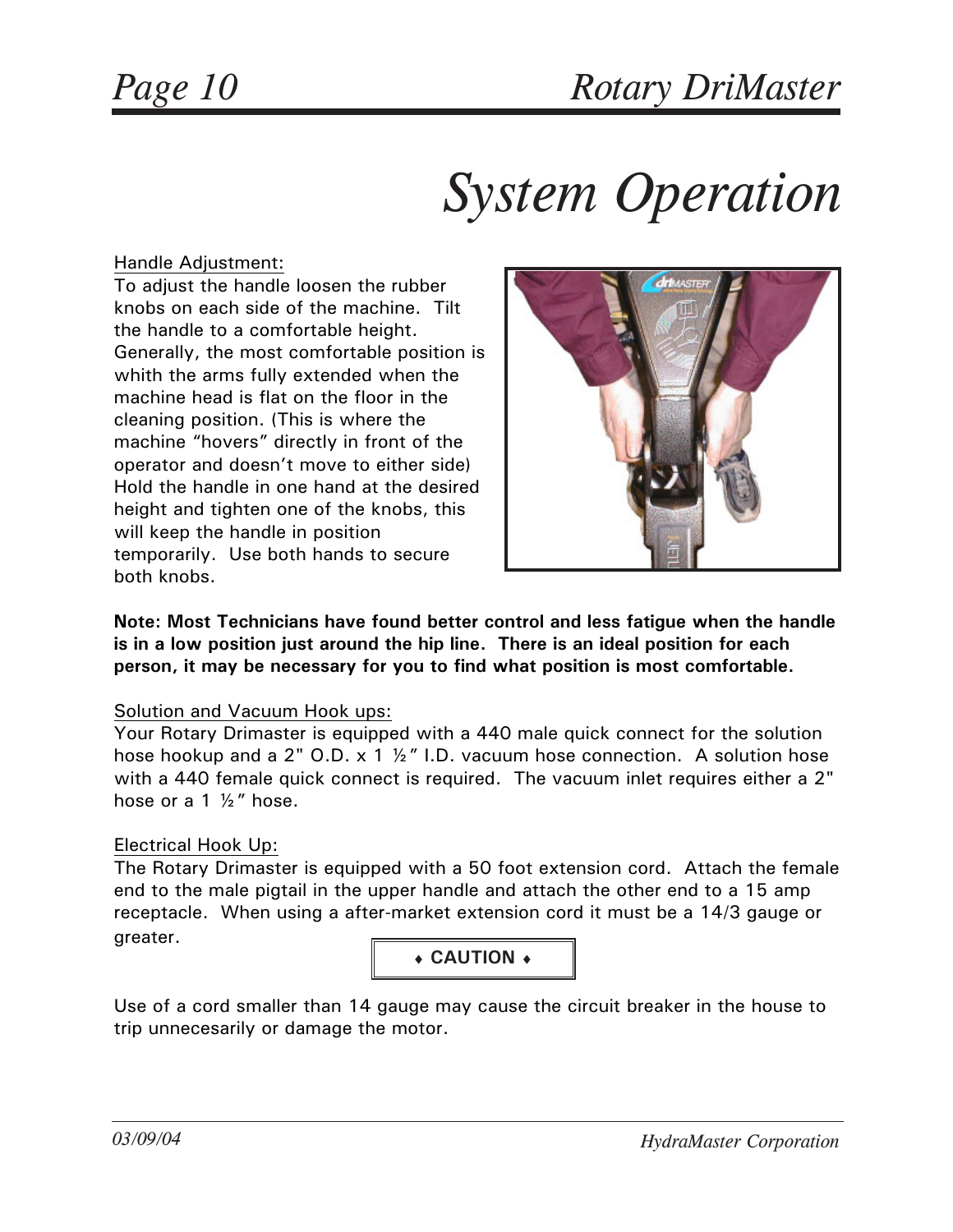# System Operation

Handle Adjustment:

To adjust the handle loosen the rubber knobs on each side of the machine. Tilt the handle to a comfortable height. Generally, the most comfortable position is whith the arms fully extended when the machine head is flat on the floor in the cleaning position. (This is where the machine "hovers" directly in front of the operator and doesn't move to either side) Hold the handle in one hand at the desired height and tighten one of the knobs, this will keep the handle in position temporarily. Use both hands to secure both knobs.

**Note: Most Technicians have found better control and less fatigue when the handle is in a low position just around the hip line. There is an ideal position for each person, it may be necessary for you to find what position is most comfortable.**

Solution and Vacuum Hook ups:

Your Rotary Drimaster is equipped with a 440 male quick connect for the solution hose hookup and a 2" O.D. x 1 ½" I.D. vacuum hose connection. A solution hose with a 440 female quick connect is required. The vacuum inlet requires either a 2" hose or a 1 ½" hose.

Electrical Hook Up:

The Rotary Drimaster is equipped with a 50 foot extension cord. Attach the female end to the male pigtail in the upper handle and attach the other end to a 15 amp receptacle. When using a after-market extension cord it must be a 14/3 gauge or greater.

**♦ CAUTION ♦**

Use of a cord smaller than 14 gauge may cause the circuit breaker in the house to trip unnecesarily or damage the motor.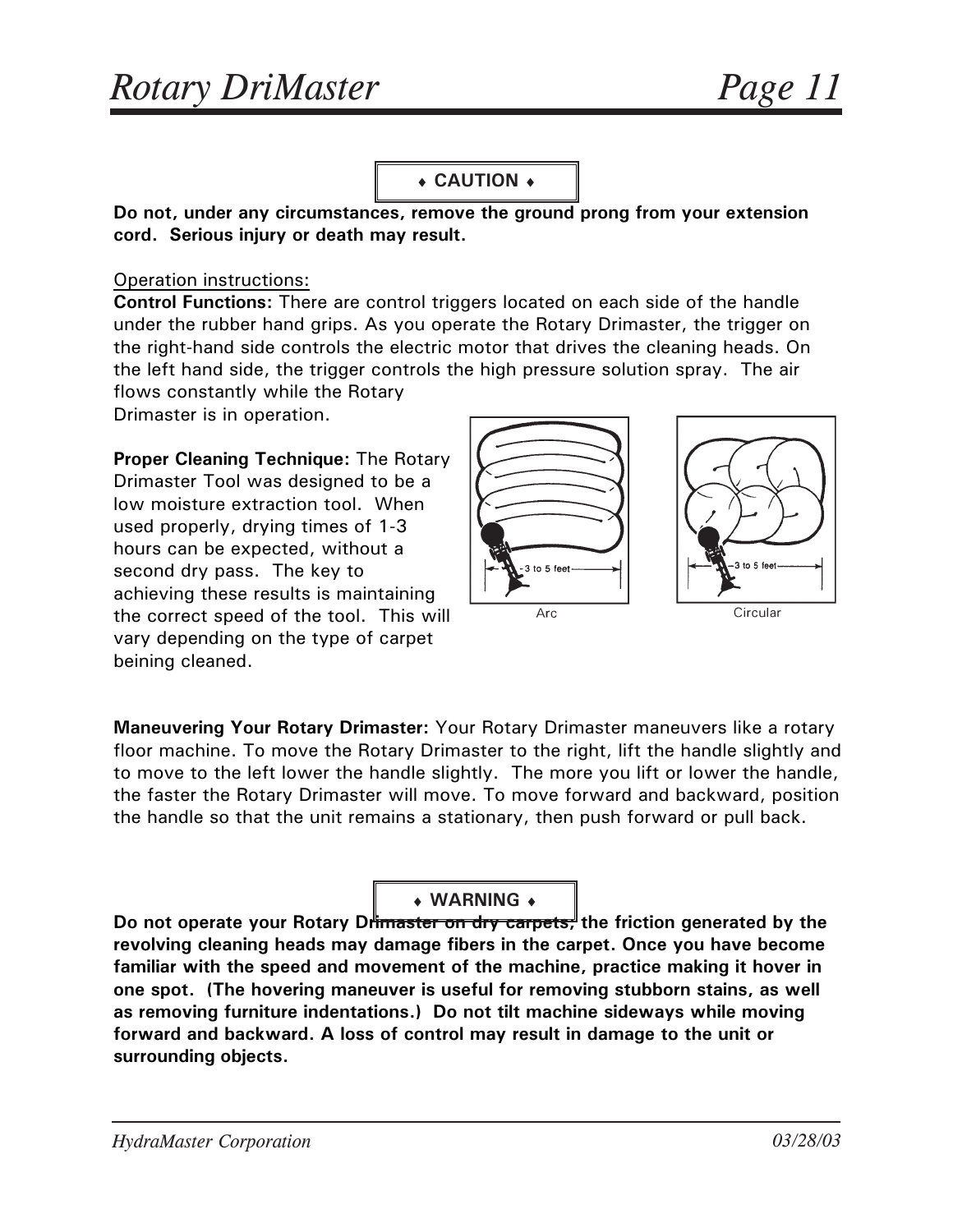**♦ CAUTION ♦**

**Do not, under any circumstances, remove the ground prong from your extension cord. Serious injury or death may result.**

Operation instructions:

**Control Functions:** There are control triggers located on each side of the handle under the rubber hand grips. As you operate the Rotary Drimaster, the trigger on the right-hand side controls the electric motor that drives the cleaning heads. On the left hand side, the trigger controls the high pressure solution spray. The air flows constantly while the Rotary Drimaster is in operation.

**Proper Cleaning Technique:** The Rotary Drimaster Tool was designed to be a low moisture extraction tool. When used properly, drying times of 1-3 hours can be expected, without a second dry pass. The key to achieving these results is maintaining the correct speed of the tool. This will vary depending on the type of carpet beining cleaned.

3 to 5 feet

Arc

3 to 5 feet

Circular

**Maneuvering Your Rotary Drimaster:** Your Rotary Drimaster maneuvers like a rotary floor machine. To move the Rotary Drimaster to the right, lift the handle slightly and to move to the left lower the handle slightly. The more you lift or lower the handle, the faster the Rotary Drimaster will move. To move forward and backward, position the handle so that the unit remains a stationary, then push forward or pull back.

**♦ WARNING ♦**

**Do not operate your Rotary Drimaster on dry carpets, the friction generated by the revolving cleaning heads may damage fibers in the carpet. Once you have become familiar with the speed and movement of the machine, practice making it hover in one spot. (The hovering maneuver is useful for removing stubborn stains, as well as removing furniture indentations.) Do not tilt machine sideways while moving forward and backward. A loss of control may result in damage to the unit or surrounding objects.**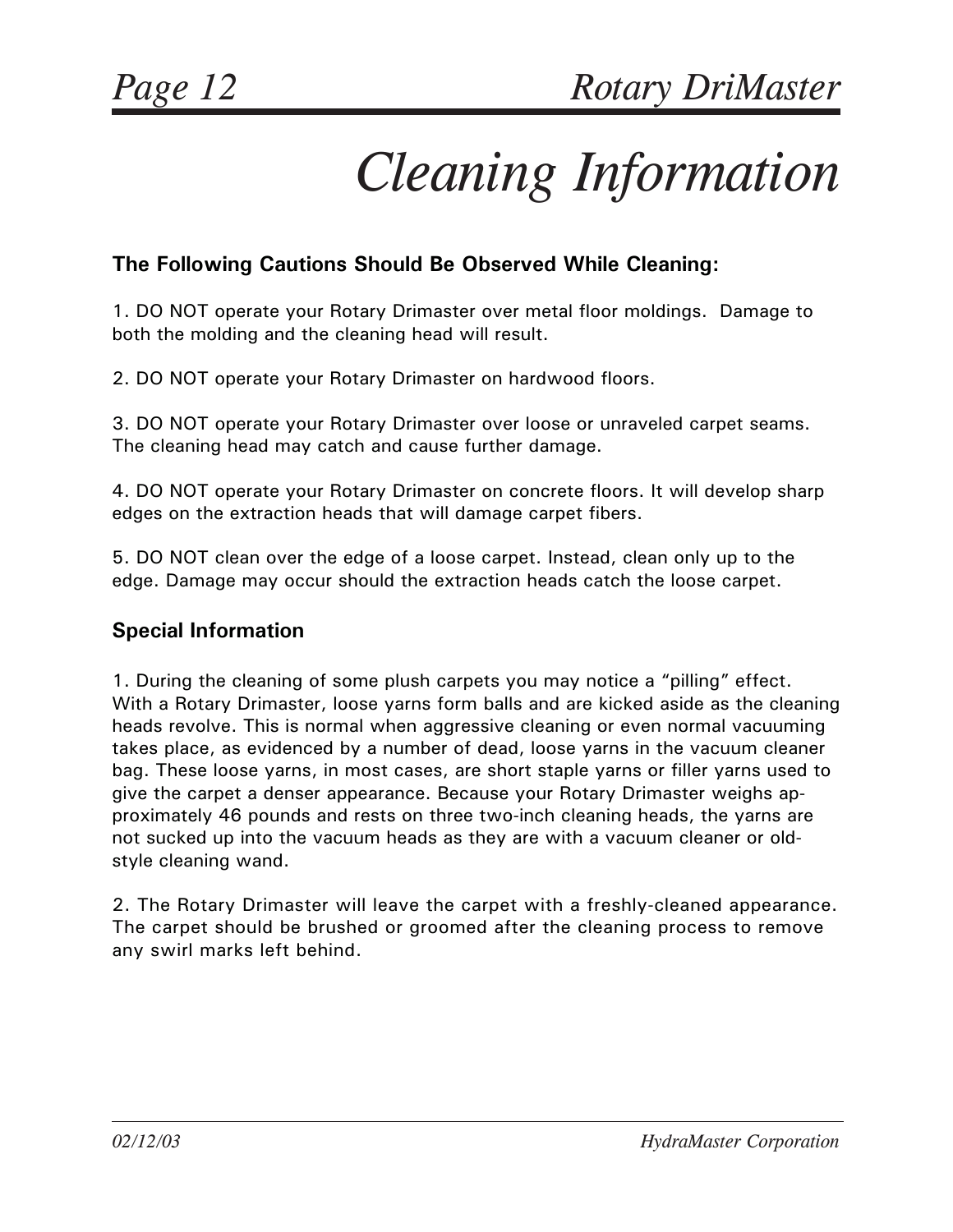# Cleaning Information

**The Following Cautions Should Be Observed While Cleaning:**

1. DO NOT operate your Rotary Drimaster over metal floor moldings. Damage to both the molding and the cleaning head will result.

2. DO NOT operate your Rotary Drimaster on hardwood floors.

3. DO NOT operate your Rotary Drimaster over loose or unraveled carpet seams. The cleaning head may catch and cause further damage.

4. DO NOT operate your Rotary Drimaster on concrete floors. It will develop sharp edges on the extraction heads that will damage carpet fibers.

5. DO NOT clean over the edge of a loose carpet. Instead, clean only up to the edge. Damage may occur should the extraction heads catch the loose carpet.

**Special Information**

1. During the cleaning of some plush carpets you may notice a "pilling" effect. With a Rotary Drimaster, loose yarns form balls and are kicked aside as the cleaning heads revolve. This is normal when aggressive cleaning or even normal vacuuming takes place, as evidenced by a number of dead, loose yarns in the vacuum cleaner bag. These loose yarns, in most cases, are short staple yarns or filler yarns used to give the carpet a denser appearance. Because your Rotary Drimaster weighs approximately 46 pounds and rests on three two-inch cleaning heads, the yarns are not sucked up into the vacuum heads as they are with a vacuum cleaner or old-style cleaning wand.

2. The Rotary Drimaster will leave the carpet with a freshly-cleaned appearance. The carpet should be brushed or groomed after the cleaning process to remove any swirl marks left behind.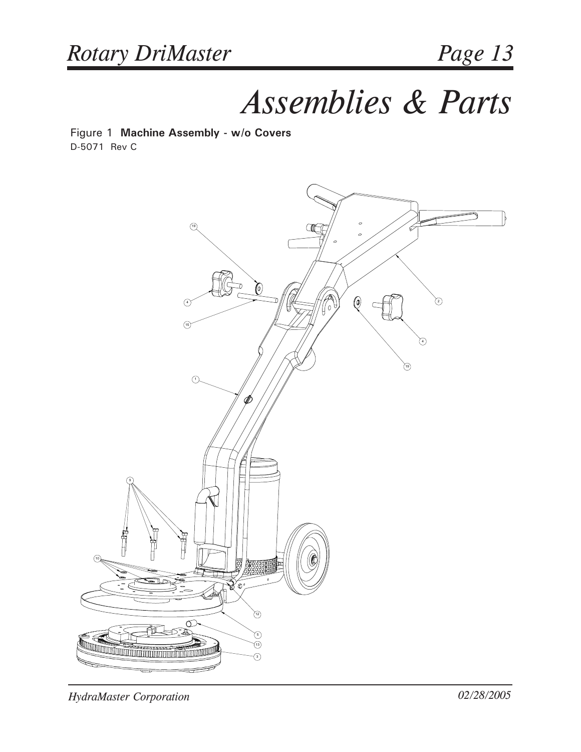# Assemblies & Parts

Figure 1 **Machine Assembly - w/o Covers**

D-5071 Rev C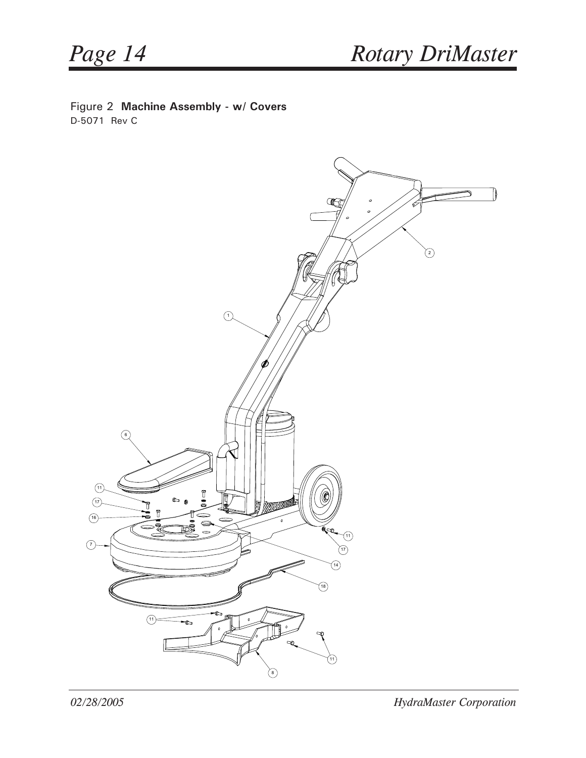Figure 2 **Machine Assembly - w/ Covers**

D-5071 Rev C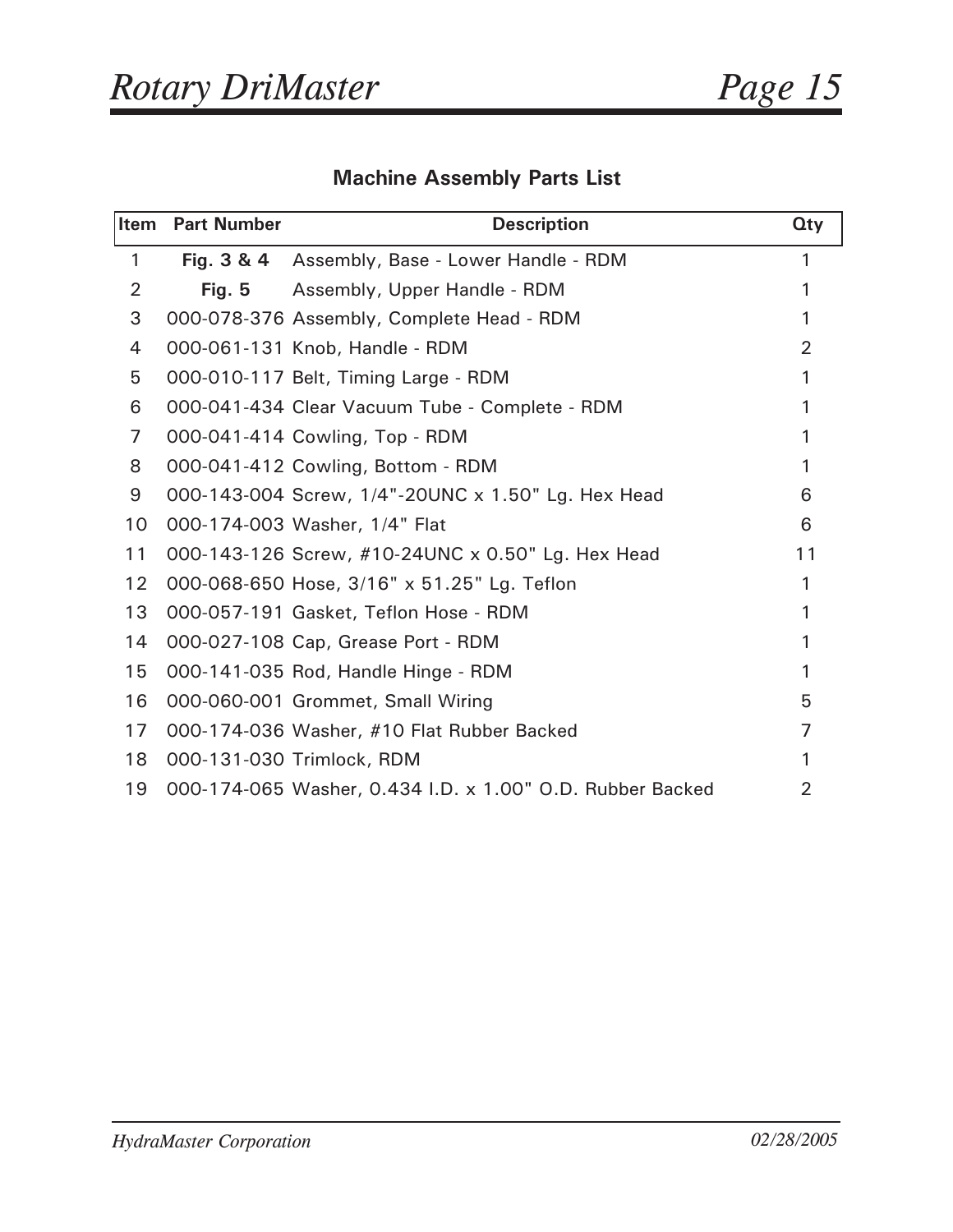## Machine Assembly Parts List

| Item | Part Number | Description | Qty |
|---|---|---|---|
| 1 | **Fig. 3 & 4** | Assembly, Base - Lower Handle - RDM | 1 |
| 2 | **Fig. 5** | Assembly, Upper Handle - RDM | 1 |
| 3 | 000-078-376 | Assembly, Complete Head - RDM | 1 |
| 4 | 000-061-131 | Knob, Handle - RDM | 2 |
| 5 | 000-010-117 | Belt, Timing Large - RDM | 1 |
| 6 | 000-041-434 | Clear Vacuum Tube - Complete - RDM | 1 |
| 7 | 000-041-414 | Cowling, Top - RDM | 1 |
| 8 | 000-041-412 | Cowling, Bottom - RDM | 1 |
| 9 | 000-143-004 | Screw, 1/4"-20UNC x 1.50" Lg. Hex Head | 6 |
| 10 | 000-174-003 | Washer, 1/4" Flat | 6 |
| 11 | 000-143-126 | Screw, #10-24UNC x 0.50" Lg. Hex Head | 11 |
| 12 | 000-068-650 | Hose, 3/16" x 51.25" Lg. Teflon | 1 |
| 13 | 000-057-191 | Gasket, Teflon Hose - RDM | 1 |
| 14 | 000-027-108 | Cap, Grease Port - RDM | 1 |
| 15 | 000-141-035 | Rod, Handle Hinge - RDM | 1 |
| 16 | 000-060-001 | Grommet, Small Wiring | 5 |
| 17 | 000-174-036 | Washer, #10 Flat Rubber Backed | 7 |
| 18 | 000-131-030 | Trimlock, RDM | 1 |
| 19 | 000-174-065 | Washer, 0.434 I.D. x 1.00" O.D. Rubber Backed | 2 |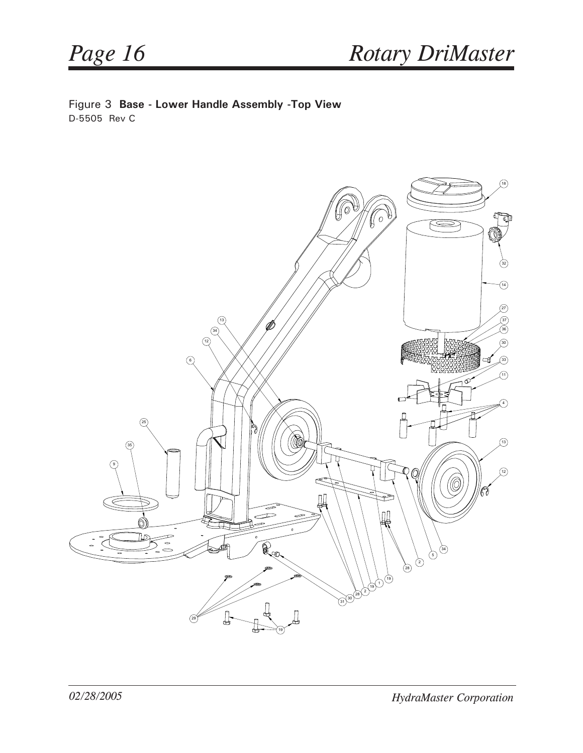Figure 3 **Base - Lower Handle Assembly -Top View**
D-5505 Rev C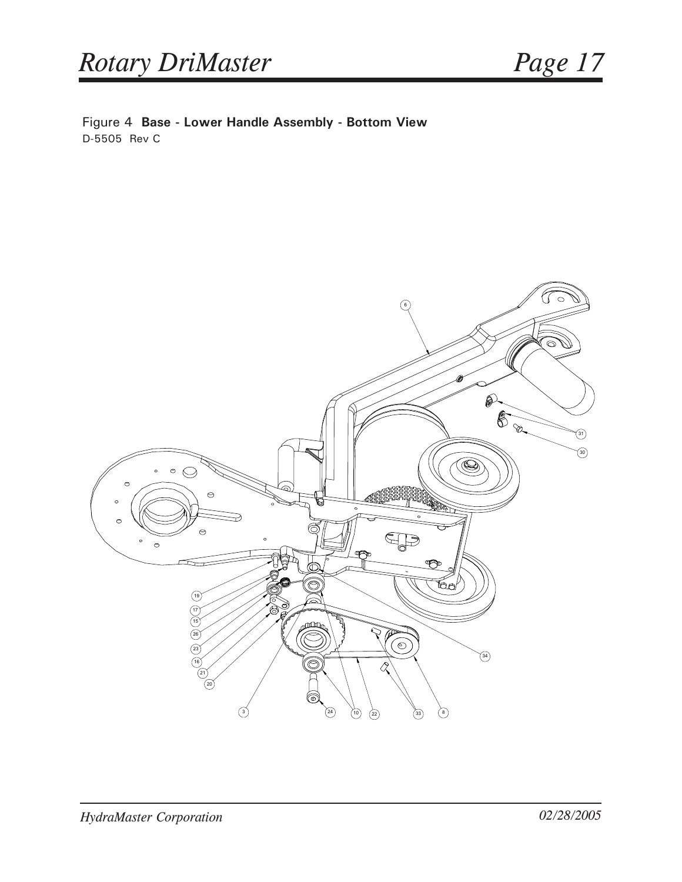Figure 4 **Base - Lower Handle Assembly - Bottom View**

D-5505 Rev C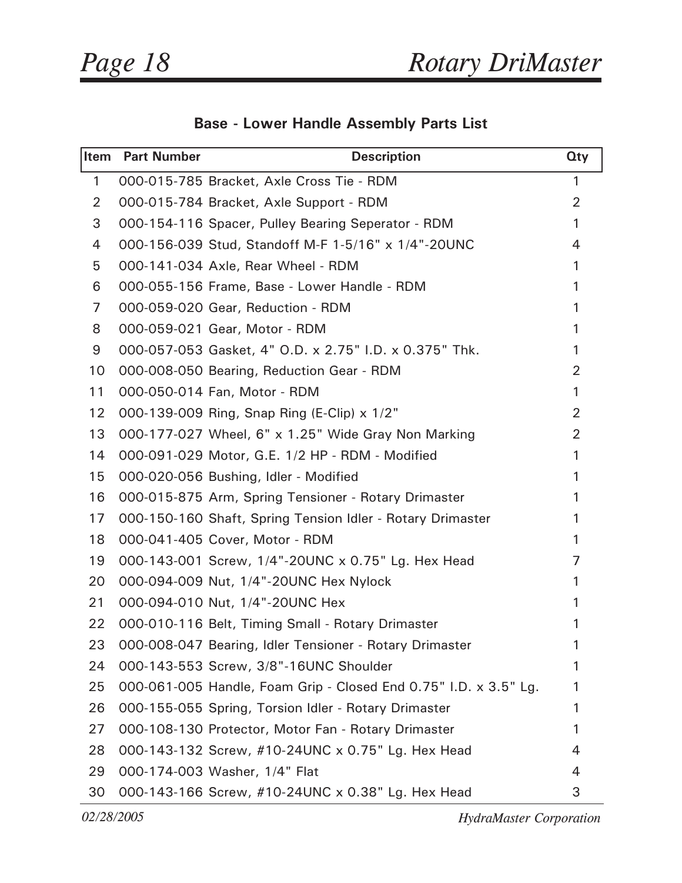## Base - Lower Handle Assembly Parts List

| Item | Part Number | Description | Qty |
|---|---|---|---|
| 1 | 000-015-785 | Bracket, Axle Cross Tie - RDM | 1 |
| 2 | 000-015-784 | Bracket, Axle Support - RDM | 2 |
| 3 | 000-154-116 | Spacer, Pulley Bearing Seperator - RDM | 1 |
| 4 | 000-156-039 | Stud, Standoff M-F 1-5/16" x 1/4"-20UNC | 4 |
| 5 | 000-141-034 | Axle, Rear Wheel - RDM | 1 |
| 6 | 000-055-156 | Frame, Base - Lower Handle - RDM | 1 |
| 7 | 000-059-020 | Gear, Reduction - RDM | 1 |
| 8 | 000-059-021 | Gear, Motor - RDM | 1 |
| 9 | 000-057-053 | Gasket, 4" O.D. x 2.75" I.D. x 0.375" Thk. | 1 |
| 10 | 000-008-050 | Bearing, Reduction Gear - RDM | 2 |
| 11 | 000-050-014 | Fan, Motor - RDM | 1 |
| 12 | 000-139-009 | Ring, Snap Ring (E-Clip) x 1/2" | 2 |
| 13 | 000-177-027 | Wheel, 6" x 1.25" Wide Gray Non Marking | 2 |
| 14 | 000-091-029 | Motor, G.E. 1/2 HP - RDM - Modified | 1 |
| 15 | 000-020-056 | Bushing, Idler - Modified | 1 |
| 16 | 000-015-875 | Arm, Spring Tensioner - Rotary Drimaster | 1 |
| 17 | 000-150-160 | Shaft, Spring Tension Idler - Rotary Drimaster | 1 |
| 18 | 000-041-405 | Cover, Motor - RDM | 1 |
| 19 | 000-143-001 | Screw, 1/4"-20UNC x 0.75" Lg. Hex Head | 7 |
| 20 | 000-094-009 | Nut, 1/4"-20UNC Hex Nylock | 1 |
| 21 | 000-094-010 | Nut, 1/4"-20UNC Hex | 1 |
| 22 | 000-010-116 | Belt, Timing Small - Rotary Drimaster | 1 |
| 23 | 000-008-047 | Bearing, Idler Tensioner - Rotary Drimaster | 1 |
| 24 | 000-143-553 | Screw, 3/8"-16UNC Shoulder | 1 |
| 25 | 000-061-005 | Handle, Foam Grip - Closed End 0.75" I.D. x 3.5" Lg. | 1 |
| 26 | 000-155-055 | Spring, Torsion Idler - Rotary Drimaster | 1 |
| 27 | 000-108-130 | Protector, Motor Fan - Rotary Drimaster | 1 |
| 28 | 000-143-132 | Screw, #10-24UNC x 0.75" Lg. Hex Head | 4 |
| 29 | 000-174-003 | Washer, 1/4" Flat | 4 |
| 30 | 000-143-166 | Screw, #10-24UNC x 0.38" Lg. Hex Head | 3 |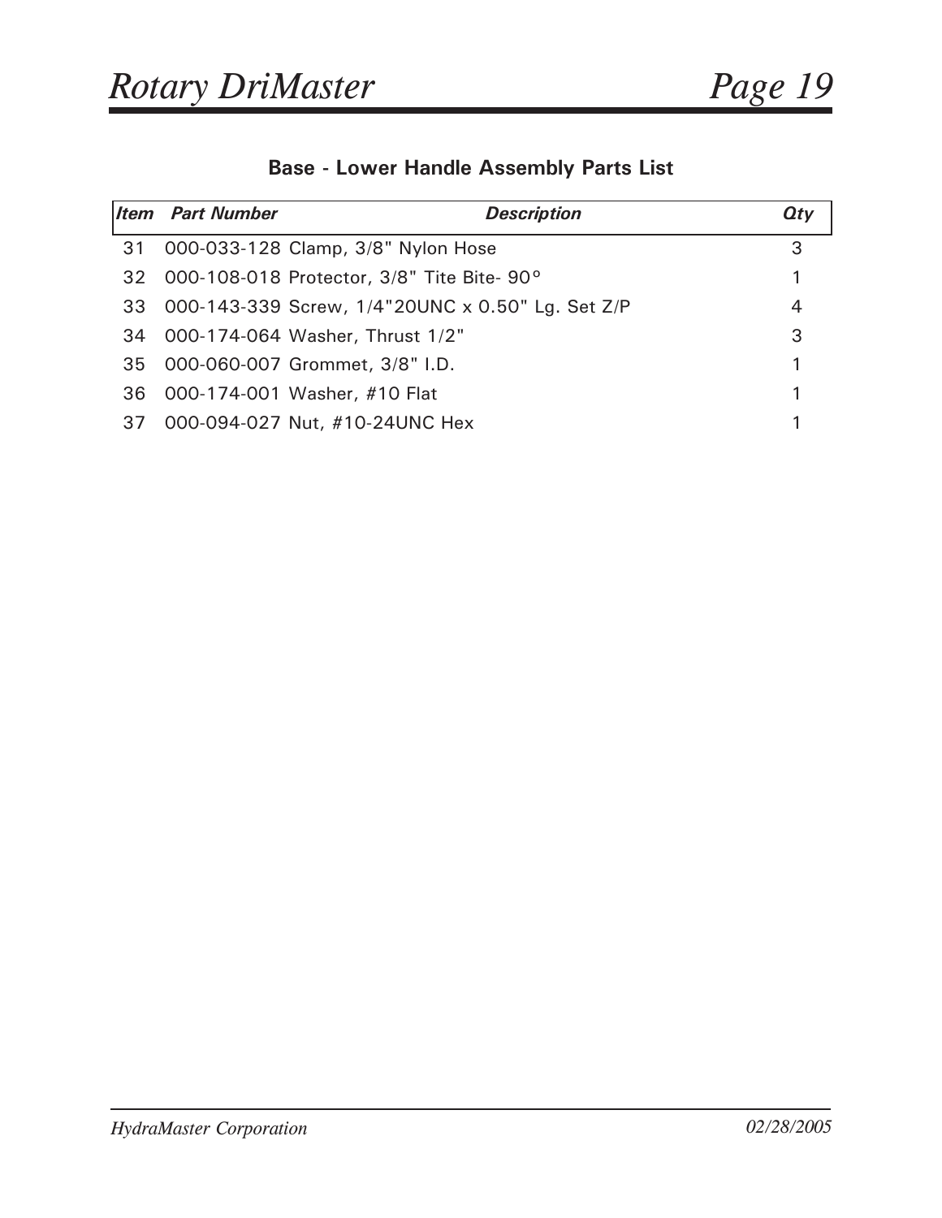## Base - Lower Handle Assembly Parts List

| Item | Part Number | Description | Qty |
|---|---|---|---|
| 31 | 000-033-128 | Clamp, 3/8" Nylon Hose | 3 |
| 32 | 000-108-018 | Protector, 3/8" Tite Bite- 90° | 1 |
| 33 | 000-143-339 | Screw, 1/4"20UNC x 0.50" Lg. Set Z/P | 4 |
| 34 | 000-174-064 | Washer, Thrust 1/2" | 3 |
| 35 | 000-060-007 | Grommet, 3/8" I.D. | 1 |
| 36 | 000-174-001 | Washer, #10 Flat | 1 |
| 37 | 000-094-027 | Nut, #10-24UNC Hex | 1 |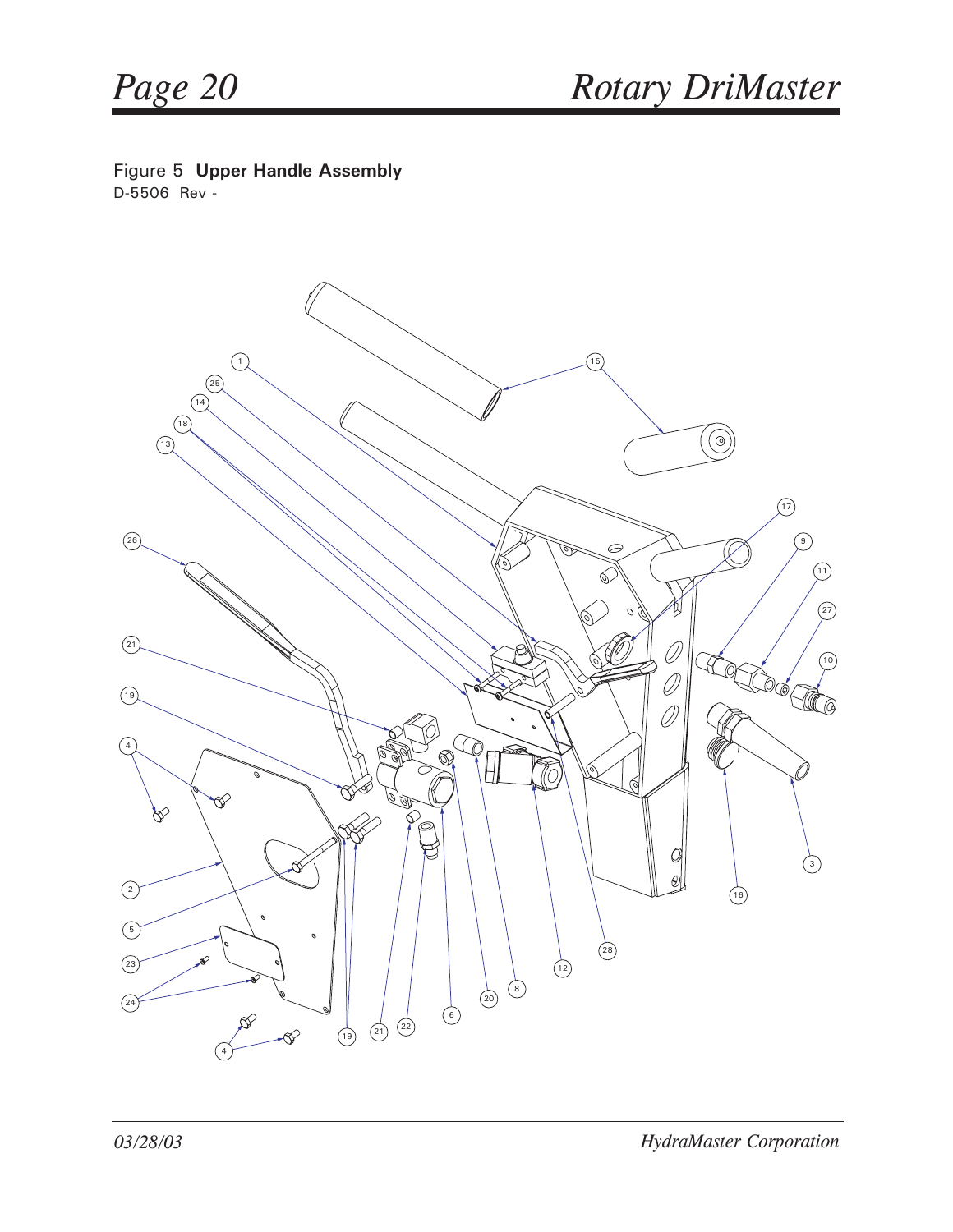Figure 5 **Upper Handle Assembly**

D-5506 Rev -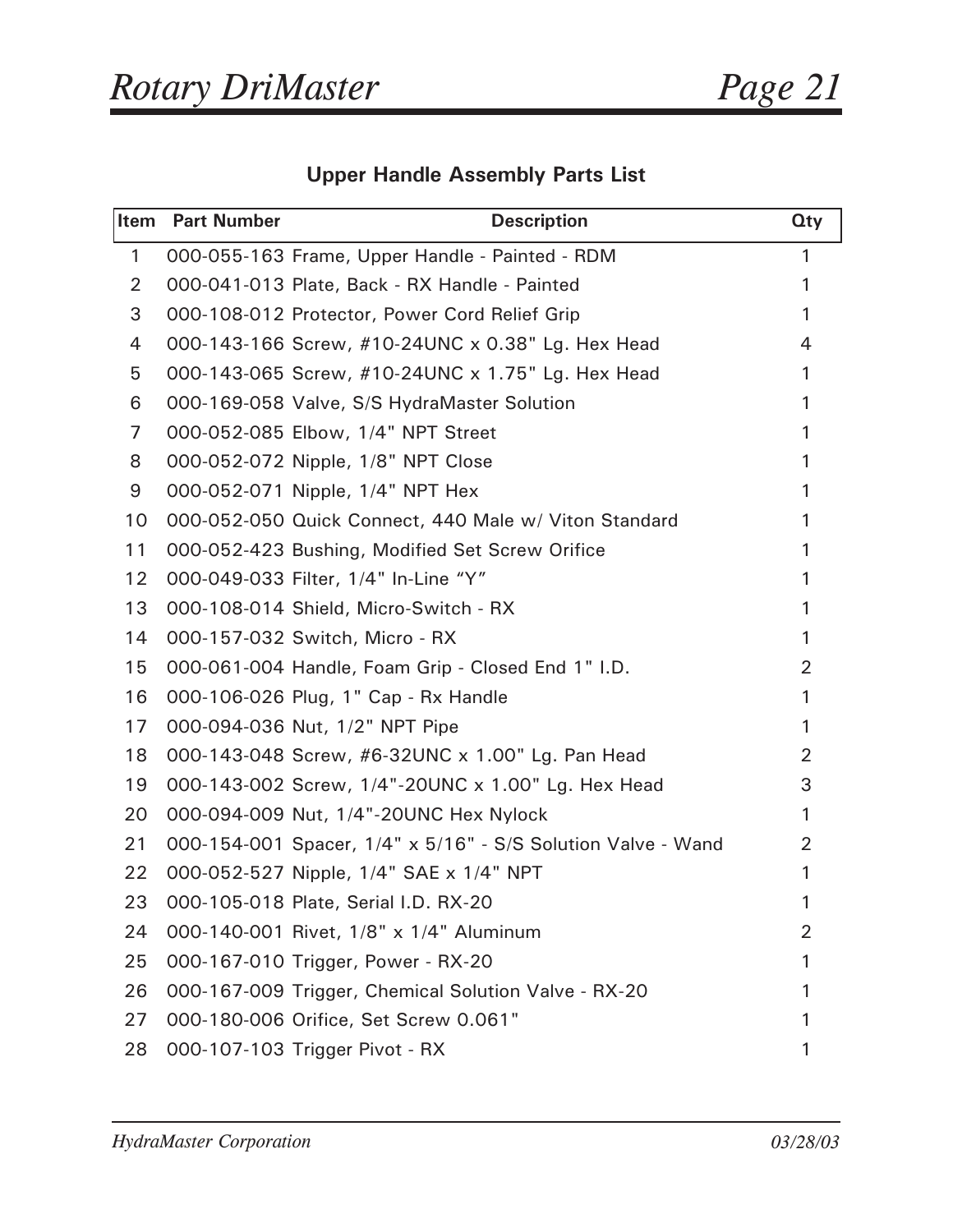## Upper Handle Assembly Parts List

| Item | Part Number | Description | Qty |
|---|---|---|---|
| 1 | 000-055-163 | Frame, Upper Handle - Painted - RDM | 1 |
| 2 | 000-041-013 | Plate, Back - RX Handle - Painted | 1 |
| 3 | 000-108-012 | Protector, Power Cord Relief Grip | 1 |
| 4 | 000-143-166 | Screw, #10-24UNC x 0.38" Lg. Hex Head | 4 |
| 5 | 000-143-065 | Screw, #10-24UNC x 1.75" Lg. Hex Head | 1 |
| 6 | 000-169-058 | Valve, S/S HydraMaster Solution | 1 |
| 7 | 000-052-085 | Elbow, 1/4" NPT Street | 1 |
| 8 | 000-052-072 | Nipple, 1/8" NPT Close | 1 |
| 9 | 000-052-071 | Nipple, 1/4" NPT Hex | 1 |
| 10 | 000-052-050 | Quick Connect, 440 Male w/ Viton Standard | 1 |
| 11 | 000-052-423 | Bushing, Modified Set Screw Orifice | 1 |
| 12 | 000-049-033 | Filter, 1/4" In-Line "Y" | 1 |
| 13 | 000-108-014 | Shield, Micro-Switch - RX | 1 |
| 14 | 000-157-032 | Switch, Micro - RX | 1 |
| 15 | 000-061-004 | Handle, Foam Grip - Closed End 1" I.D. | 2 |
| 16 | 000-106-026 | Plug, 1" Cap - Rx Handle | 1 |
| 17 | 000-094-036 | Nut, 1/2" NPT Pipe | 1 |
| 18 | 000-143-048 | Screw, #6-32UNC x 1.00" Lg. Pan Head | 2 |
| 19 | 000-143-002 | Screw, 1/4"-20UNC x 1.00" Lg. Hex Head | 3 |
| 20 | 000-094-009 | Nut, 1/4"-20UNC Hex Nylock | 1 |
| 21 | 000-154-001 | Spacer, 1/4" x 5/16" - S/S Solution Valve - Wand | 2 |
| 22 | 000-052-527 | Nipple, 1/4" SAE x 1/4" NPT | 1 |
| 23 | 000-105-018 | Plate, Serial I.D. RX-20 | 1 |
| 24 | 000-140-001 | Rivet, 1/8" x 1/4" Aluminum | 2 |
| 25 | 000-167-010 | Trigger, Power - RX-20 | 1 |
| 26 | 000-167-009 | Trigger, Chemical Solution Valve - RX-20 | 1 |
| 27 | 000-180-006 | Orifice, Set Screw 0.061" | 1 |
| 28 | 000-107-103 | Trigger Pivot - RX | 1 |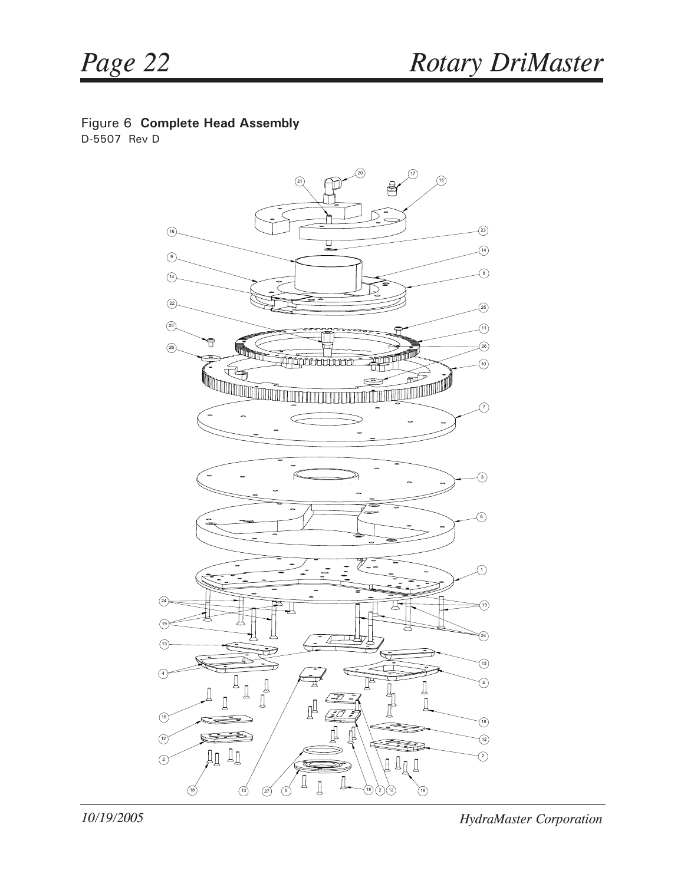Figure 6 **Complete Head Assembly**
D-5507 Rev D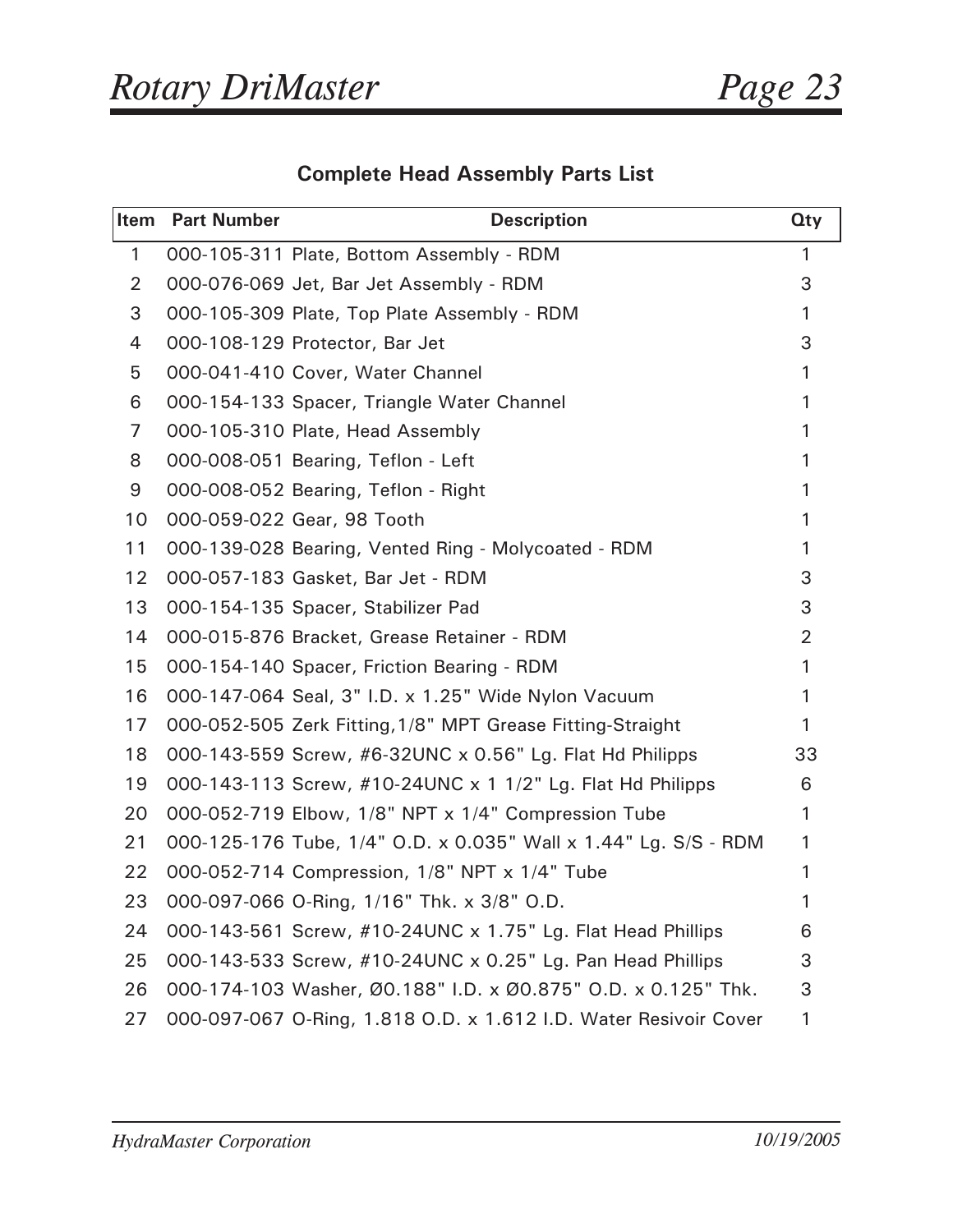## Complete Head Assembly Parts List

| Item | Part Number | Description | Qty |
|---|---|---|---|
| 1 | 000-105-311 | Plate, Bottom Assembly - RDM | 1 |
| 2 | 000-076-069 | Jet, Bar Jet Assembly - RDM | 3 |
| 3 | 000-105-309 | Plate, Top Plate Assembly - RDM | 1 |
| 4 | 000-108-129 | Protector, Bar Jet | 3 |
| 5 | 000-041-410 | Cover, Water Channel | 1 |
| 6 | 000-154-133 | Spacer, Triangle Water Channel | 1 |
| 7 | 000-105-310 | Plate, Head Assembly | 1 |
| 8 | 000-008-051 | Bearing, Teflon - Left | 1 |
| 9 | 000-008-052 | Bearing, Teflon - Right | 1 |
| 10 | 000-059-022 | Gear, 98 Tooth | 1 |
| 11 | 000-139-028 | Bearing, Vented Ring - Molycoated - RDM | 1 |
| 12 | 000-057-183 | Gasket, Bar Jet - RDM | 3 |
| 13 | 000-154-135 | Spacer, Stabilizer Pad | 3 |
| 14 | 000-015-876 | Bracket, Grease Retainer - RDM | 2 |
| 15 | 000-154-140 | Spacer, Friction Bearing - RDM | 1 |
| 16 | 000-147-064 | Seal, 3" I.D. x 1.25" Wide Nylon Vacuum | 1 |
| 17 | 000-052-505 | Zerk Fitting,1/8" MPT Grease Fitting-Straight | 1 |
| 18 | 000-143-559 | Screw, #6-32UNC x 0.56" Lg. Flat Hd Philipps | 33 |
| 19 | 000-143-113 | Screw, #10-24UNC x 1 1/2" Lg. Flat Hd Philipps | 6 |
| 20 | 000-052-719 | Elbow, 1/8" NPT x 1/4" Compression Tube | 1 |
| 21 | 000-125-176 | Tube, 1/4" O.D. x 0.035" Wall x 1.44" Lg. S/S - RDM | 1 |
| 22 | 000-052-714 | Compression, 1/8" NPT x 1/4" Tube | 1 |
| 23 | 000-097-066 | O-Ring, 1/16" Thk. x 3/8" O.D. | 1 |
| 24 | 000-143-561 | Screw, #10-24UNC x 1.75" Lg. Flat Head Phillips | 6 |
| 25 | 000-143-533 | Screw, #10-24UNC x 0.25" Lg. Pan Head Phillips | 3 |
| 26 | 000-174-103 | Washer, Ø0.188" I.D. x Ø0.875" O.D. x 0.125" Thk. | 3 |
| 27 | 000-097-067 | O-Ring, 1.818 O.D. x 1.612 I.D. Water Resivoir Cover | 1 |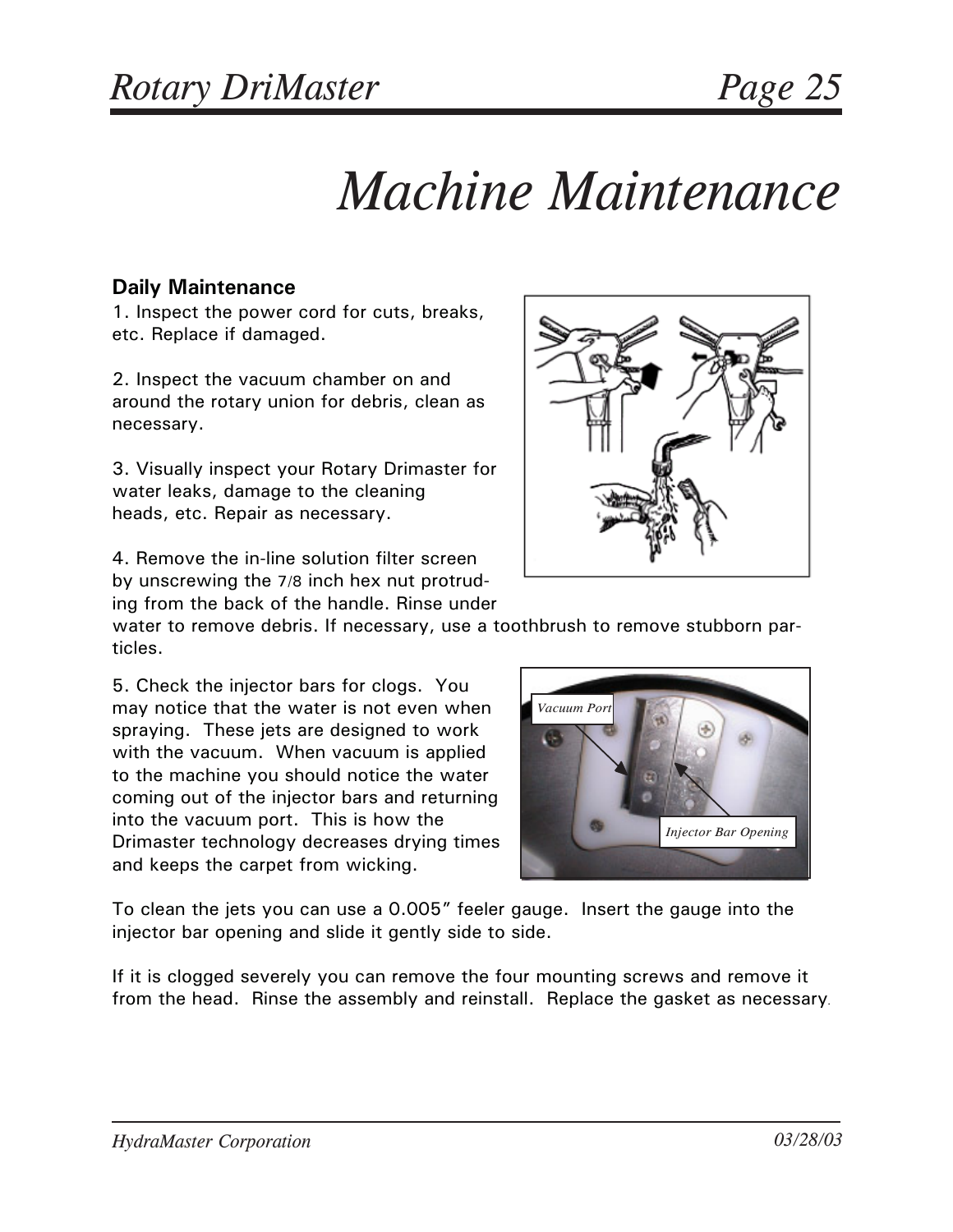# Machine Maintenance

### Daily Maintenance

1. Inspect the power cord for cuts, breaks, etc. Replace if damaged.

2. Inspect the vacuum chamber on and around the rotary union for debris, clean as necessary.

3. Visually inspect your Rotary Drimaster for water leaks, damage to the cleaning heads, etc. Repair as necessary.

4. Remove the in-line solution filter screen by unscrewing the 7/8 inch hex nut protruding from the back of the handle. Rinse under water to remove debris. If necessary, use a toothbrush to remove stubborn particles.

5. Check the injector bars for clogs. You may notice that the water is not even when spraying. These jets are designed to work with the vacuum. When vacuum is applied to the machine you should notice the water coming out of the injector bars and returning into the vacuum port. This is how the Drimaster technology decreases drying times and keeps the carpet from wicking.

To clean the jets you can use a 0.005" feeler gauge. Insert the gauge into the injector bar opening and slide it gently side to side.

If it is clogged severely you can remove the four mounting screws and remove it from the head. Rinse the assembly and reinstall. Replace the gasket as necessary.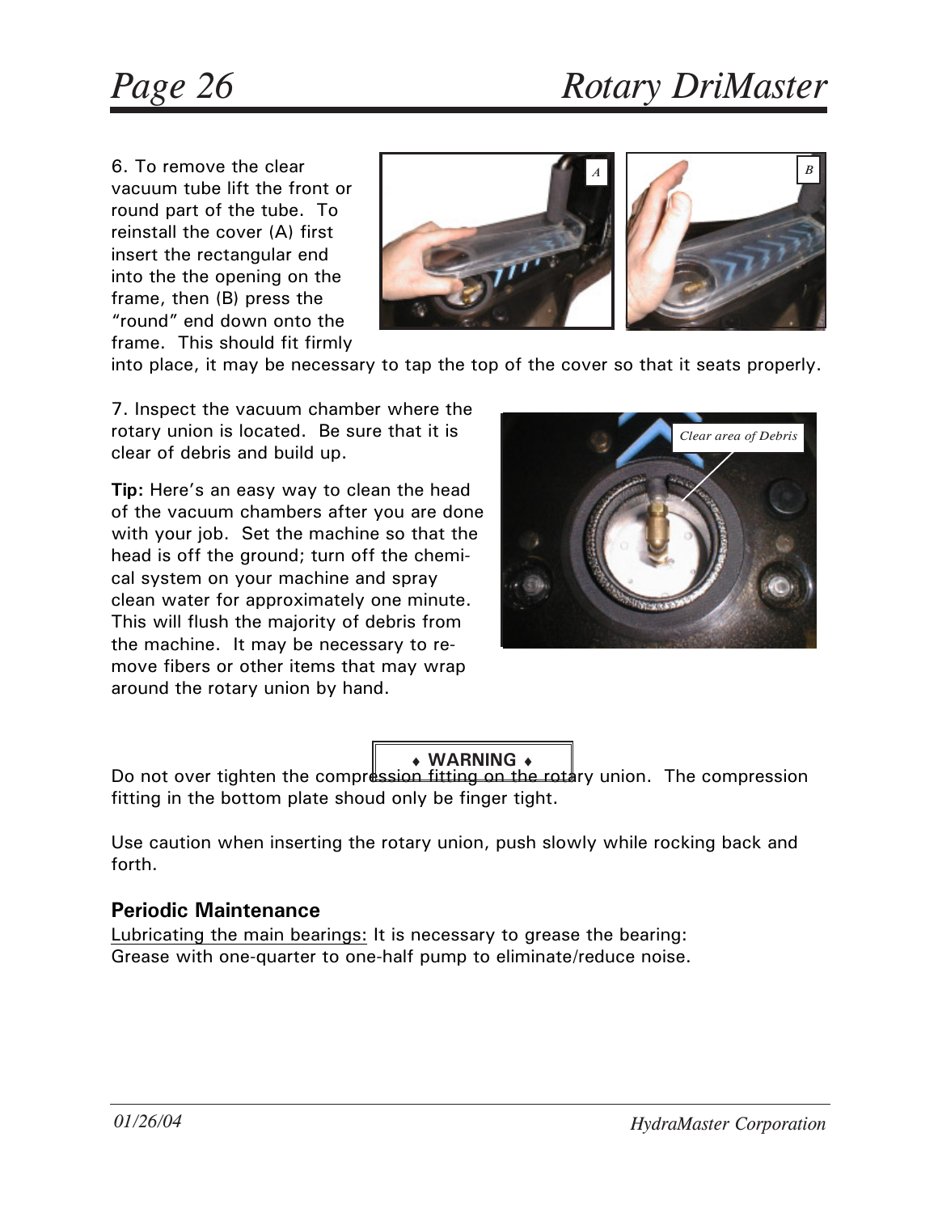6. To remove the clear vacuum tube lift the front or round part of the tube. To reinstall the cover (A) first insert the rectangular end into the the opening on the frame, then (B) press the "round" end down onto the frame. This should fit firmly into place, it may be necessary to tap the top of the cover so that it seats properly.

7. Inspect the vacuum chamber where the rotary union is located. Be sure that it is clear of debris and build up.

**Tip:** Here's an easy way to clean the head of the vacuum chambers after you are done with your job. Set the machine so that the head is off the ground; turn off the chemical system on your machine and spray clean water for approximately one minute. This will flush the majority of debris from the machine. It may be necessary to remove fibers or other items that may wrap around the rotary union by hand.

**♦ WARNING ♦**

Do not over tighten the compression fitting on the rotary union. The compression fitting in the bottom plate shoud only be finger tight.

Use caution when inserting the rotary union, push slowly while rocking back and forth.

### Periodic Maintenance

Lubricating the main bearings: It is necessary to grease the bearing: Grease with one-quarter to one-half pump to eliminate/reduce noise.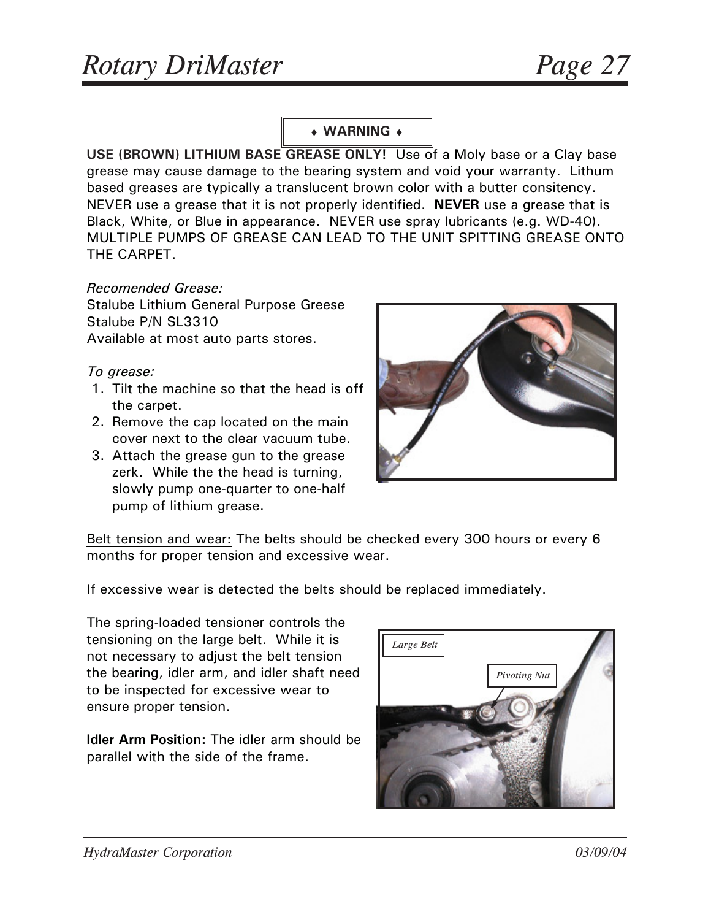**♦ WARNING ♦**

**USE (BROWN) LITHIUM BASE GREASE ONLY!** Use of a Moly base or a Clay base grease may cause damage to the bearing system and void your warranty. Lithum based greases are typically a translucent brown color with a butter consitency. NEVER use a grease that it is not properly identified. **NEVER** use a grease that is Black, White, or Blue in appearance. NEVER use spray lubricants (e.g. WD-40). MULTIPLE PUMPS OF GREASE CAN LEAD TO THE UNIT SPITTING GREASE ONTO THE CARPET.

*Recomended Grease:*
Stalube Lithium General Purpose Greese
Stalube P/N SL3310
Available at most auto parts stores.

*To grease:*

1. Tilt the machine so that the head is off the carpet.
2. Remove the cap located on the main cover next to the clear vacuum tube.
3. Attach the grease gun to the grease zerk. While the the head is turning, slowly pump one-quarter to one-half pump of lithium grease.

<u>Belt tension and wear:</u> The belts should be checked every 300 hours or every 6 months for proper tension and excessive wear.

If excessive wear is detected the belts should be replaced immediately.

The spring-loaded tensioner controls the tensioning on the large belt. While it is not necessary to adjust the belt tension the bearing, idler arm, and idler shaft need to be inspected for excessive wear to ensure proper tension.

**Idler Arm Position:** The idler arm should be parallel with the side of the frame.

Large Belt

Pivoting Nut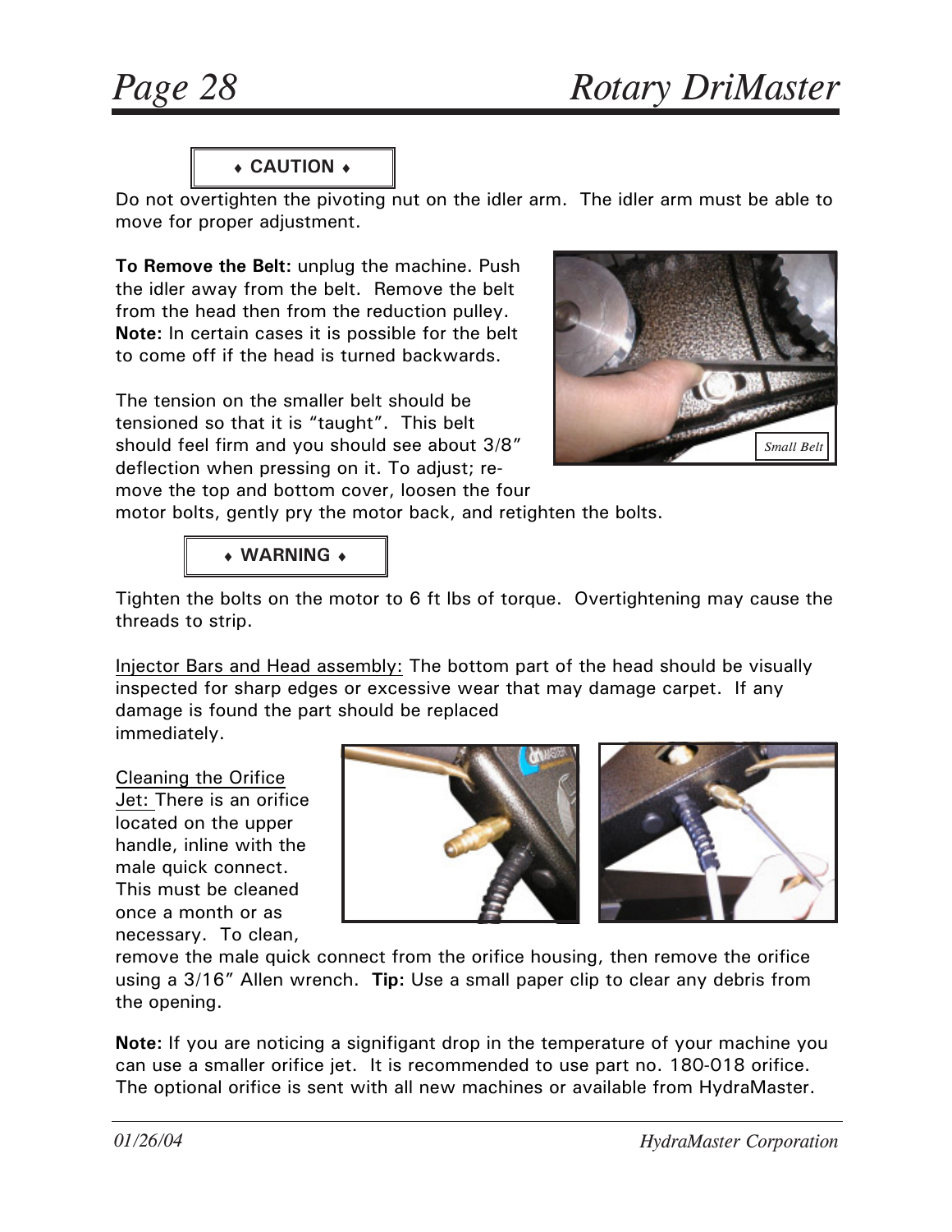**♦ CAUTION ♦**

Do not overtighten the pivoting nut on the idler arm. The idler arm must be able to move for proper adjustment.

**To Remove the Belt:** unplug the machine. Push the idler away from the belt. Remove the belt from the head then from the reduction pulley. **Note:** In certain cases it is possible for the belt to come off if the head is turned backwards.

*Small Belt*

The tension on the smaller belt should be tensioned so that it is "taught". This belt should feel firm and you should see about 3/8" deflection when pressing on it. To adjust; remove the top and bottom cover, loosen the four motor bolts, gently pry the motor back, and retighten the bolts.

**♦ WARNING ♦**

Tighten the bolts on the motor to 6 ft lbs of torque. Overtightening may cause the threads to strip.

Injector Bars and Head assembly: The bottom part of the head should be visually inspected for sharp edges or excessive wear that may damage carpet. If any damage is found the part should be replaced immediately.

Cleaning the Orifice Jet: There is an orifice located on the upper handle, inline with the male quick connect. This must be cleaned once a month or as necessary. To clean, remove the male quick connect from the orifice housing, then remove the orifice using a 3/16" Allen wrench. **Tip:** Use a small paper clip to clear any debris from the opening.

**Note:** If you are noticing a signifigant drop in the temperature of your machine you can use a smaller orifice jet. It is recommended to use part no. 180-018 orifice. The optional orifice is sent with all new machines or available from HydraMaster.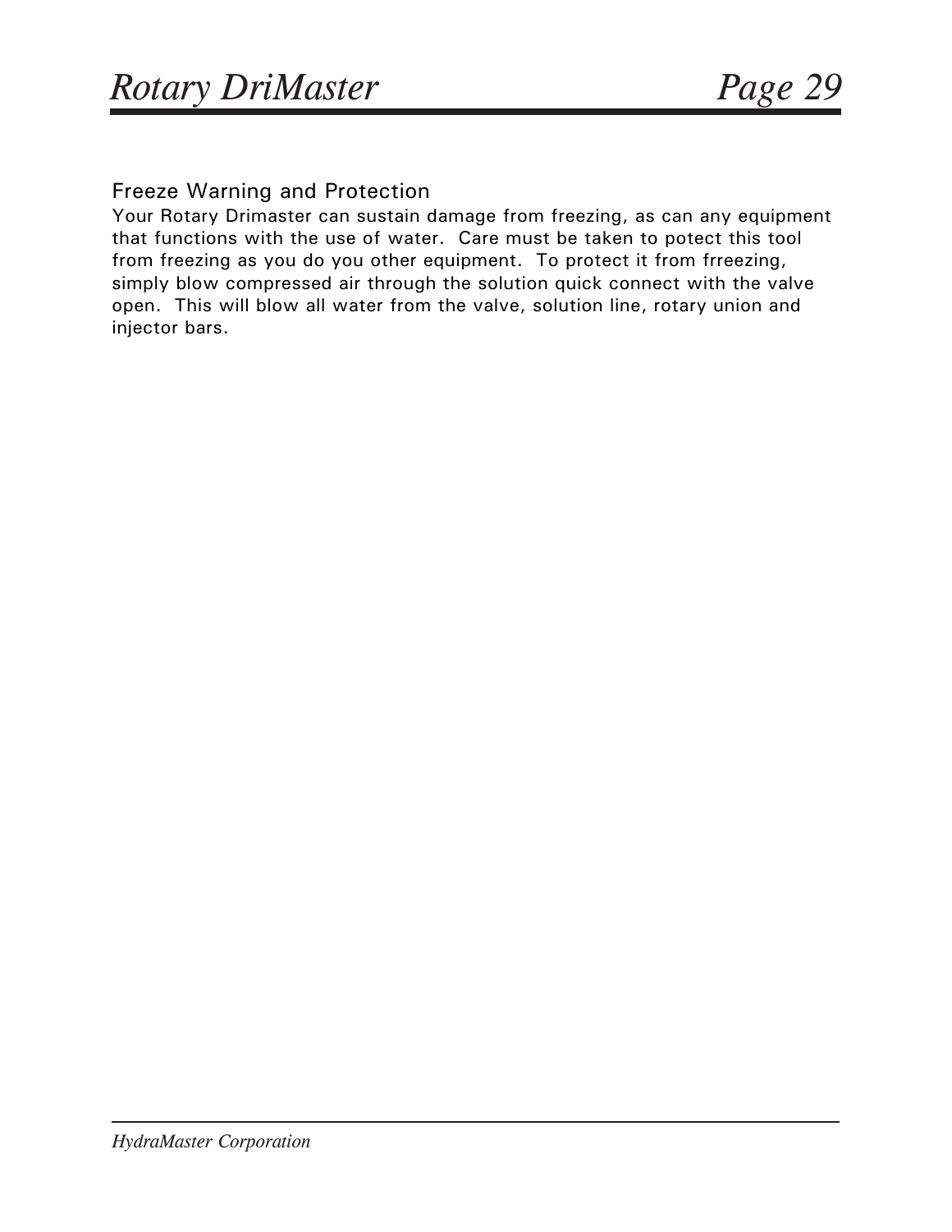## Freeze Warning and Protection

Your Rotary Drimaster can sustain damage from freezing, as can any equipment that functions with the use of water. Care must be taken to potect this tool from freezing as you do you other equipment. To protect it from frreezing, simply blow compressed air through the solution quick connect with the valve open. This will blow all water from the valve, solution line, rotary union and injector bars.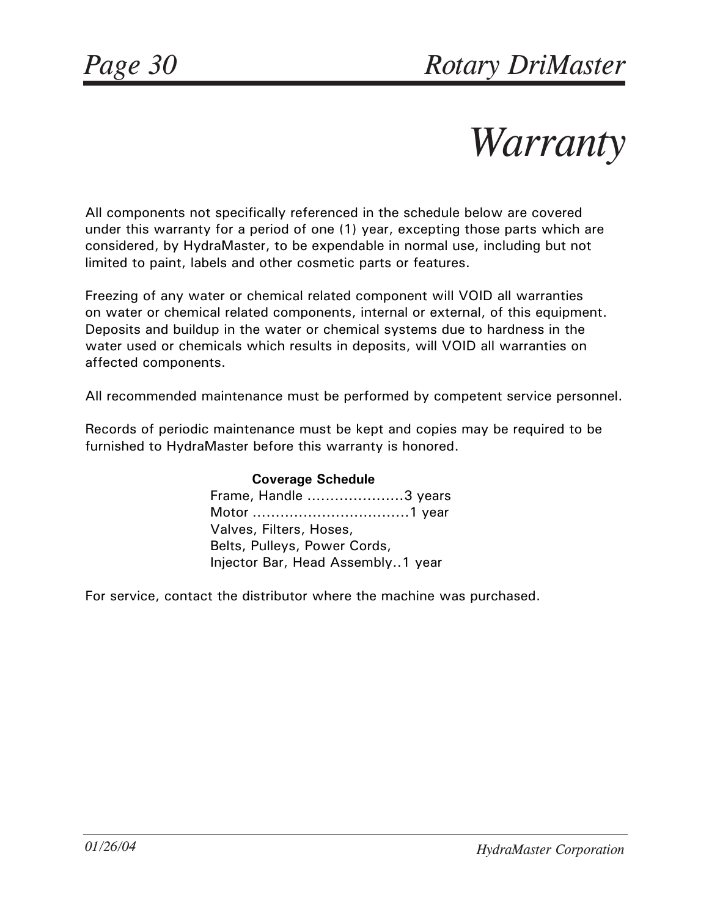# Warranty

All components not specifically referenced in the schedule below are covered under this warranty for a period of one (1) year, excepting those parts which are considered, by HydraMaster, to be expendable in normal use, including but not limited to paint, labels and other cosmetic parts or features.

Freezing of any water or chemical related component will VOID all warranties on water or chemical related components, internal or external, of this equipment. Deposits and buildup in the water or chemical systems due to hardness in the water used or chemicals which results in deposits, will VOID all warranties on affected components.

All recommended maintenance must be performed by competent service personnel.

Records of periodic maintenance must be kept and copies may be required to be furnished to HydraMaster before this warranty is honored.

**Coverage Schedule**

Frame, Handle ....................3 years
Motor ................................1 year
Valves, Filters, Hoses,
Belts, Pulleys, Power Cords,
Injector Bar, Head Assembly..1 year

For service, contact the distributor where the machine was purchased.